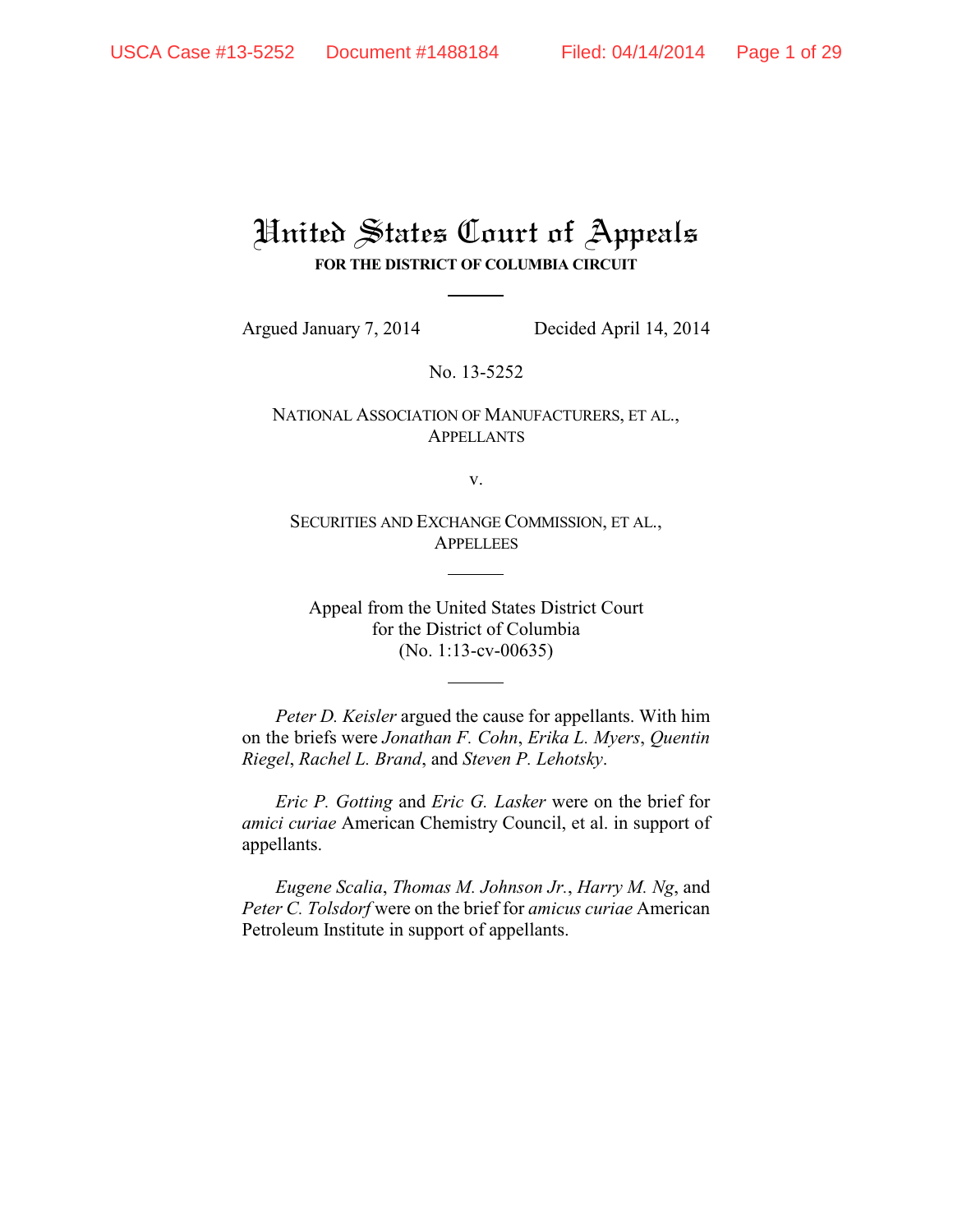# United States Court of Appeals

**FOR THE DISTRICT OF COLUMBIA CIRCUIT**

Argued January 7, 2014 Decided April 14, 2014

No. 13-5252

NATIONAL ASSOCIATION OF MANUFACTURERS, ET AL.,
APPELLANTS

v.

SECURITIES AND EXCHANGE COMMISSION, ET AL.,
APPELLEES

Appeal from the United States District Court
for the District of Columbia
(No. 1:13-cv-00635)

*Peter D. Keisler* argued the cause for appellants. With him on the briefs were *Jonathan F. Cohn*, *Erika L. Myers*, *Quentin Riegel*, *Rachel L. Brand*, and *Steven P. Lehotsky*.

*Eric P. Gotting* and *Eric G. Lasker* were on the brief for *amici curiae* American Chemistry Council, et al. in support of appellants.

*Eugene Scalia*, *Thomas M. Johnson Jr.*, *Harry M. Ng*, and *Peter C. Tolsdorf* were on the brief for *amicus curiae* American Petroleum Institute in support of appellants.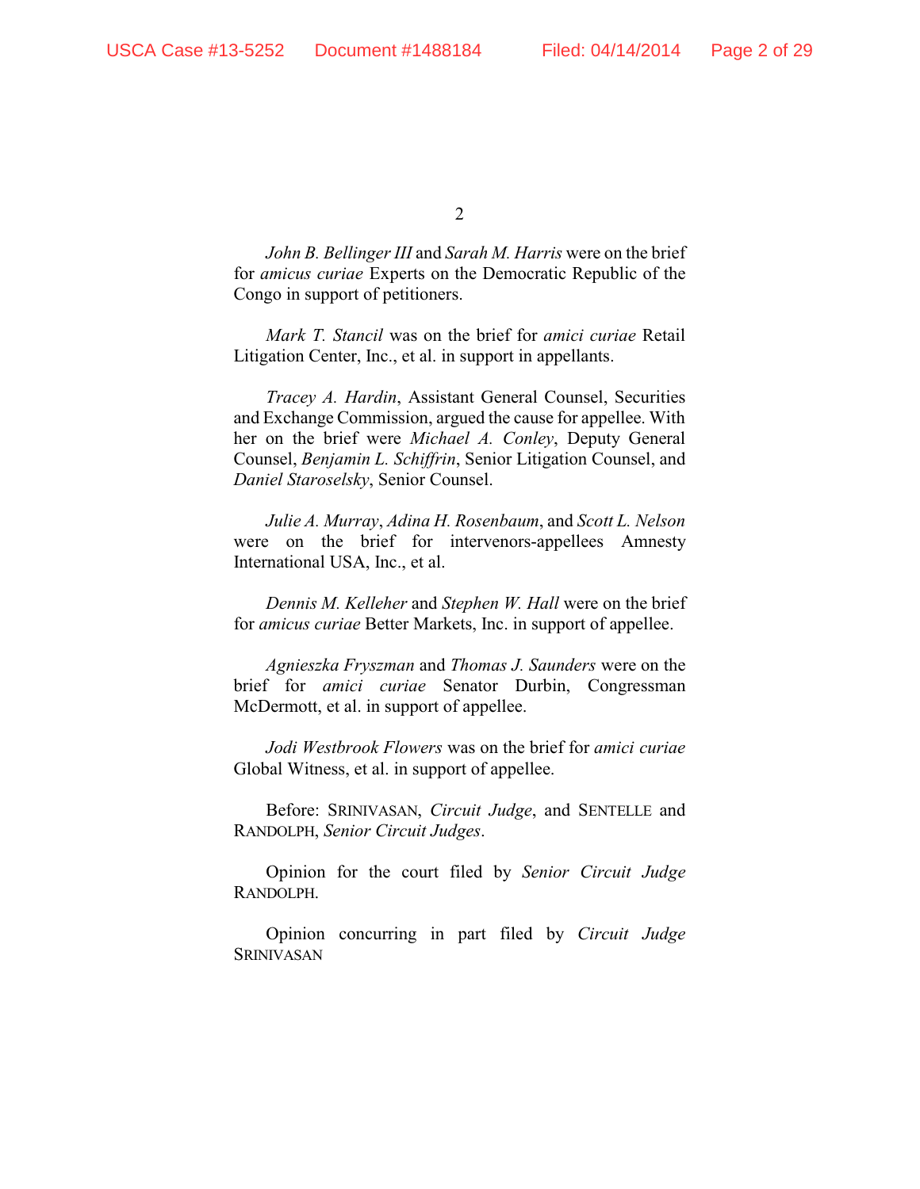*John B. Bellinger III* and *Sarah M. Harris* were on the brief for *amicus curiae* Experts on the Democratic Republic of the Congo in support of petitioners.

*Mark T. Stancil* was on the brief for *amici curiae* Retail Litigation Center, Inc., et al. in support in appellants.

*Tracey A. Hardin*, Assistant General Counsel, Securities and Exchange Commission, argued the cause for appellee. With her on the brief were *Michael A. Conley*, Deputy General Counsel, *Benjamin L. Schiffrin*, Senior Litigation Counsel, and *Daniel Staroselsky*, Senior Counsel.

*Julie A. Murray*, *Adina H. Rosenbaum*, and *Scott L. Nelson* were on the brief for intervenors-appellees Amnesty International USA, Inc., et al.

*Dennis M. Kelleher* and *Stephen W. Hall* were on the brief for *amicus curiae* Better Markets, Inc. in support of appellee.

*Agnieszka Fryszman* and *Thomas J. Saunders* were on the brief for *amici curiae* Senator Durbin, Congressman McDermott, et al. in support of appellee.

*Jodi Westbrook Flowers* was on the brief for *amici curiae* Global Witness, et al. in support of appellee.

Before: SRINIVASAN, *Circuit Judge*, and SENTELLE and RANDOLPH, *Senior Circuit Judges*.

Opinion for the court filed by *Senior Circuit Judge* RANDOLPH.

Opinion concurring in part filed by *Circuit Judge* SRINIVASAN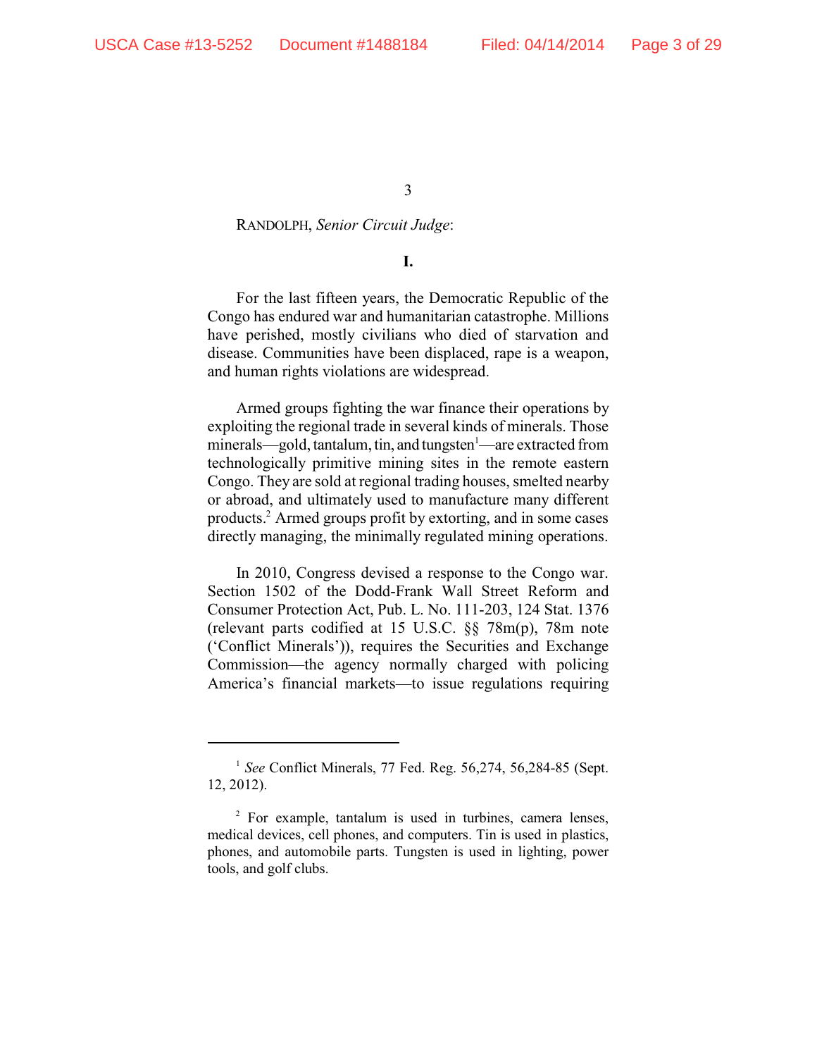RANDOLPH, *Senior Circuit Judge*:

**I.**

For the last fifteen years, the Democratic Republic of the Congo has endured war and humanitarian catastrophe. Millions have perished, mostly civilians who died of starvation and disease. Communities have been displaced, rape is a weapon, and human rights violations are widespread.

Armed groups fighting the war finance their operations by exploiting the regional trade in several kinds of minerals. Those minerals—gold, tantalum, tin, and tungsten[1]—are extracted from technologically primitive mining sites in the remote eastern Congo. They are sold at regional trading houses, smelted nearby or abroad, and ultimately used to manufacture many different products.[2] Armed groups profit by extorting, and in some cases directly managing, the minimally regulated mining operations.

In 2010, Congress devised a response to the Congo war. Section 1502 of the Dodd-Frank Wall Street Reform and Consumer Protection Act, Pub. L. No. 111-203, 124 Stat. 1376 (relevant parts codified at 15 U.S.C. §§ 78m(p), 78m note ('Conflict Minerals')), requires the Securities and Exchange Commission—the agency normally charged with policing America's financial markets—to issue regulations requiring

---

[1] *See* Conflict Minerals, 77 Fed. Reg. 56,274, 56,284-85 (Sept. 12, 2012).

[2] For example, tantalum is used in turbines, camera lenses, medical devices, cell phones, and computers. Tin is used in plastics, phones, and automobile parts. Tungsten is used in lighting, power tools, and golf clubs.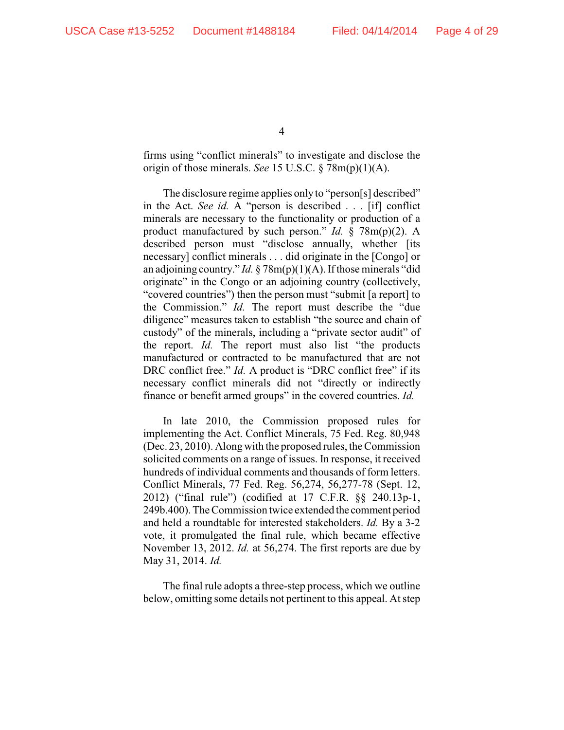firms using "conflict minerals" to investigate and disclose the origin of those minerals. *See* 15 U.S.C. § 78m(p)(1)(A).

The disclosure regime applies only to "person[s] described" in the Act. *See id.* A "person is described . . . [if] conflict minerals are necessary to the functionality or production of a product manufactured by such person." *Id.* § 78m(p)(2). A described person must "disclose annually, whether [its necessary] conflict minerals . . . did originate in the [Congo] or an adjoining country." *Id.* § 78m(p)(1)(A). If those minerals "did originate" in the Congo or an adjoining country (collectively, "covered countries") then the person must "submit [a report] to the Commission." *Id.* The report must describe the "due diligence" measures taken to establish "the source and chain of custody" of the minerals, including a "private sector audit" of the report. *Id.* The report must also list "the products manufactured or contracted to be manufactured that are not DRC conflict free." *Id.* A product is "DRC conflict free" if its necessary conflict minerals did not "directly or indirectly finance or benefit armed groups" in the covered countries. *Id.*

In late 2010, the Commission proposed rules for implementing the Act. Conflict Minerals, 75 Fed. Reg. 80,948 (Dec. 23, 2010). Along with the proposed rules, the Commission solicited comments on a range of issues. In response, it received hundreds of individual comments and thousands of form letters. Conflict Minerals, 77 Fed. Reg. 56,274, 56,277-78 (Sept. 12, 2012) ("final rule") (codified at 17 C.F.R. §§ 240.13p-1, 249b.400). The Commission twice extended the comment period and held a roundtable for interested stakeholders. *Id.* By a 3-2 vote, it promulgated the final rule, which became effective November 13, 2012. *Id.* at 56,274. The first reports are due by May 31, 2014. *Id.*

The final rule adopts a three-step process, which we outline below, omitting some details not pertinent to this appeal. At step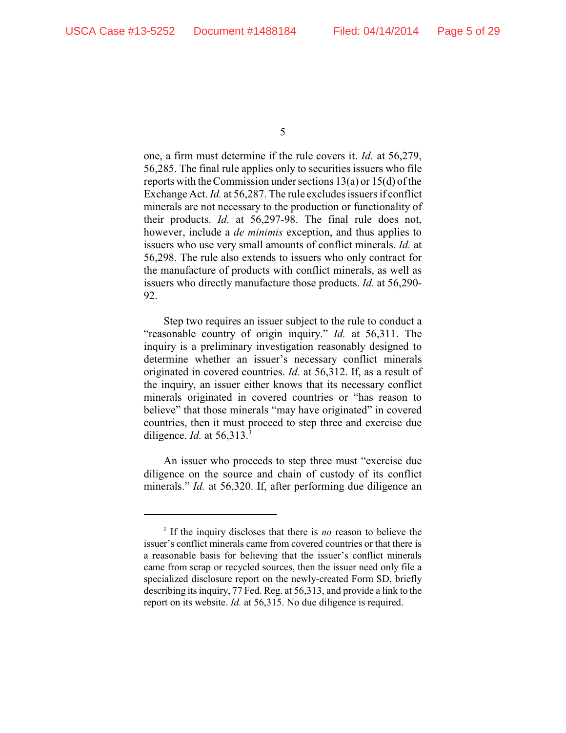one, a firm must determine if the rule covers it. *Id.* at 56,279, 56,285. The final rule applies only to securities issuers who file reports with the Commission under sections 13(a) or 15(d) of the Exchange Act. *Id.* at 56,287. The rule excludes issuers if conflict minerals are not necessary to the production or functionality of their products. *Id.* at 56,297-98. The final rule does not, however, include a *de minimis* exception, and thus applies to issuers who use very small amounts of conflict minerals. *Id.* at 56,298. The rule also extends to issuers who only contract for the manufacture of products with conflict minerals, as well as issuers who directly manufacture those products. *Id.* at 56,290-92.

Step two requires an issuer subject to the rule to conduct a "reasonable country of origin inquiry." *Id.* at 56,311. The inquiry is a preliminary investigation reasonably designed to determine whether an issuer's necessary conflict minerals originated in covered countries. *Id.* at 56,312. If, as a result of the inquiry, an issuer either knows that its necessary conflict minerals originated in covered countries or "has reason to believe" that those minerals "may have originated" in covered countries, then it must proceed to step three and exercise due diligence. *Id.* at 56,313.[3]

An issuer who proceeds to step three must "exercise due diligence on the source and chain of custody of its conflict minerals." *Id.* at 56,320. If, after performing due diligence an

---

[3] If the inquiry discloses that there is *no* reason to believe the issuer's conflict minerals came from covered countries or that there is a reasonable basis for believing that the issuer's conflict minerals came from scrap or recycled sources, then the issuer need only file a specialized disclosure report on the newly-created Form SD, briefly describing its inquiry, 77 Fed. Reg. at 56,313, and provide a link to the report on its website. *Id.* at 56,315. No due diligence is required.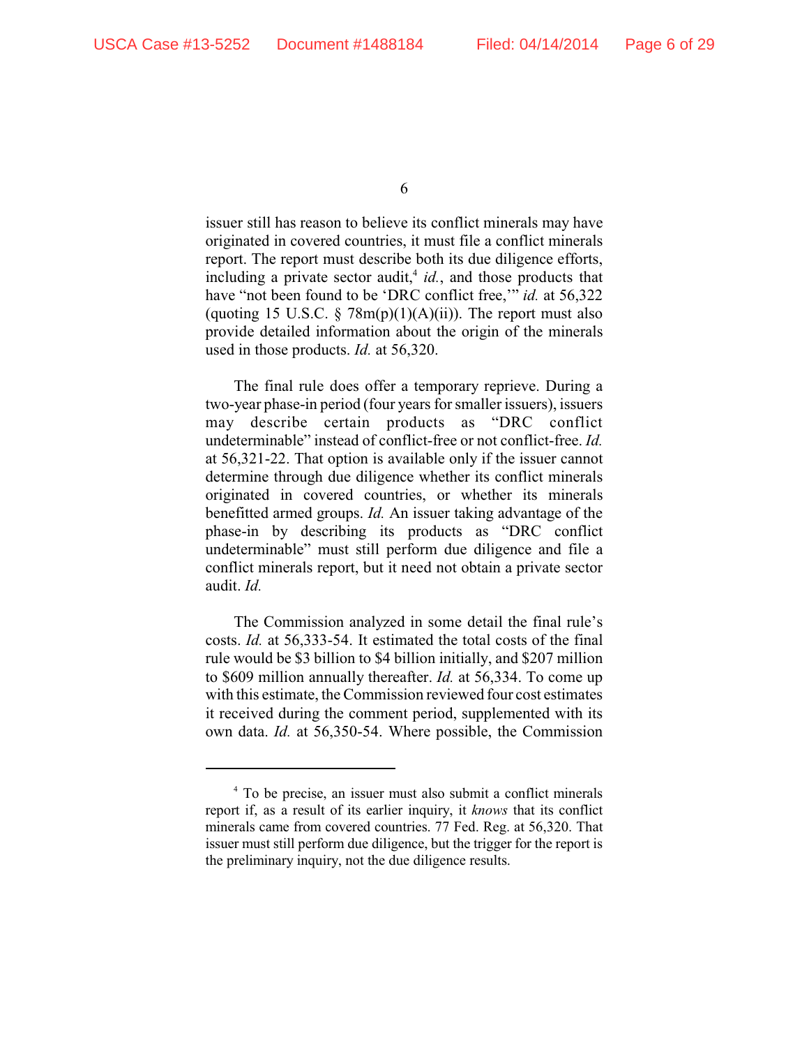issuer still has reason to believe its conflict minerals may have originated in covered countries, it must file a conflict minerals report. The report must describe both its due diligence efforts, including a private sector audit,[4] *id.*, and those products that have "not been found to be 'DRC conflict free,'" *id.* at 56,322 (quoting 15 U.S.C. § 78m(p)(1)(A)(ii)). The report must also provide detailed information about the origin of the minerals used in those products. *Id.* at 56,320.

The final rule does offer a temporary reprieve. During a two-year phase-in period (four years for smaller issuers), issuers may describe certain products as "DRC conflict undeterminable" instead of conflict-free or not conflict-free. *Id.* at 56,321-22. That option is available only if the issuer cannot determine through due diligence whether its conflict minerals originated in covered countries, or whether its minerals benefitted armed groups. *Id.* An issuer taking advantage of the phase-in by describing its products as "DRC conflict undeterminable" must still perform due diligence and file a conflict minerals report, but it need not obtain a private sector audit. *Id.*

The Commission analyzed in some detail the final rule's costs. *Id.* at 56,333-54. It estimated the total costs of the final rule would be $3 billion to $4 billion initially, and $207 million to $609 million annually thereafter. *Id.* at 56,334. To come up with this estimate, the Commission reviewed four cost estimates it received during the comment period, supplemented with its own data. *Id.* at 56,350-54. Where possible, the Commission

---

[4] To be precise, an issuer must also submit a conflict minerals report if, as a result of its earlier inquiry, it *knows* that its conflict minerals came from covered countries. 77 Fed. Reg. at 56,320. That issuer must still perform due diligence, but the trigger for the report is the preliminary inquiry, not the due diligence results.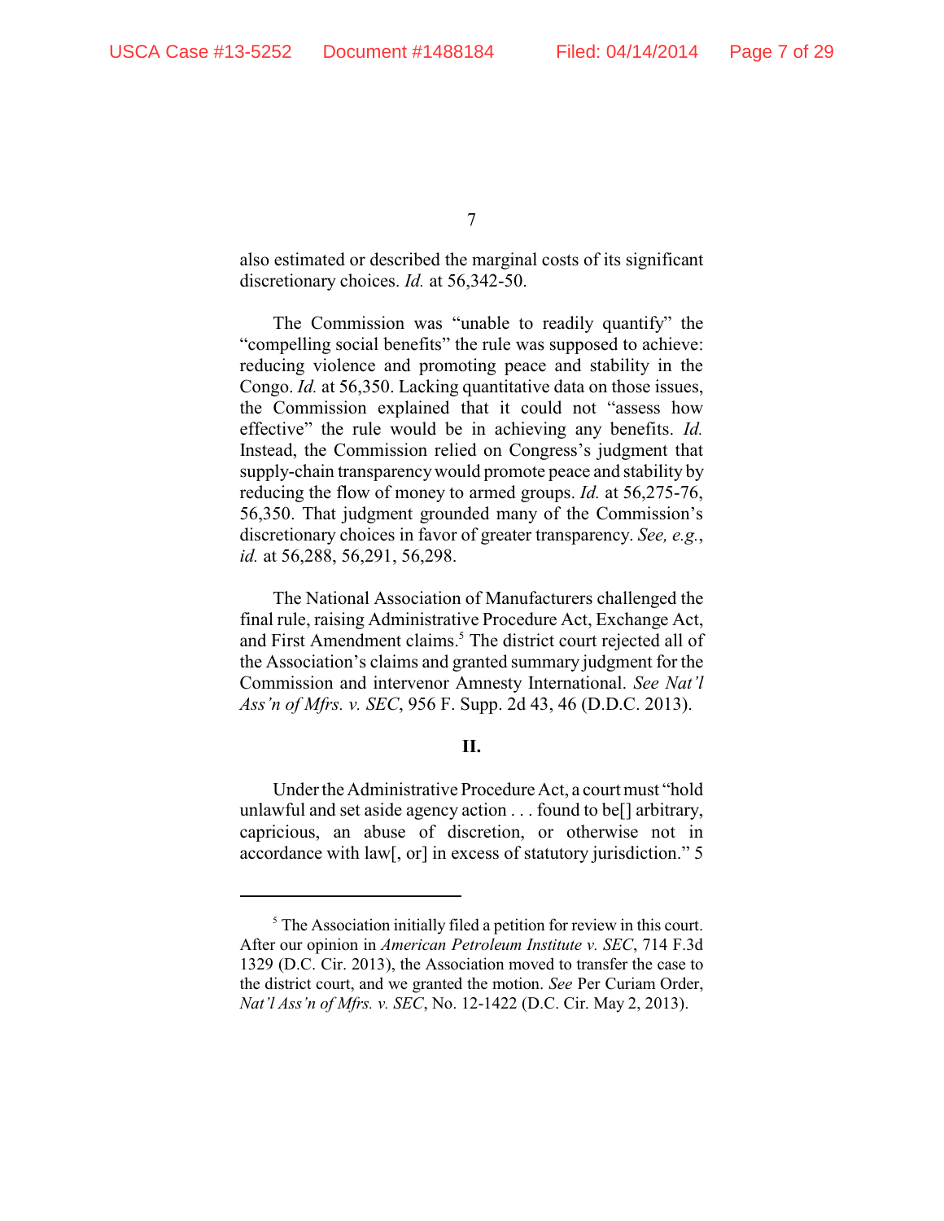also estimated or described the marginal costs of its significant discretionary choices. *Id.* at 56,342-50.

The Commission was "unable to readily quantify" the "compelling social benefits" the rule was supposed to achieve: reducing violence and promoting peace and stability in the Congo. *Id.* at 56,350. Lacking quantitative data on those issues, the Commission explained that it could not "assess how effective" the rule would be in achieving any benefits. *Id.* Instead, the Commission relied on Congress's judgment that supply-chain transparency would promote peace and stability by reducing the flow of money to armed groups. *Id.* at 56,275-76, 56,350. That judgment grounded many of the Commission's discretionary choices in favor of greater transparency. *See, e.g.*, *id.* at 56,288, 56,291, 56,298.

The National Association of Manufacturers challenged the final rule, raising Administrative Procedure Act, Exchange Act, and First Amendment claims.[5] The district court rejected all of the Association's claims and granted summary judgment for the Commission and intervenor Amnesty International. *See Nat'l Ass'n of Mfrs. v. SEC*, 956 F. Supp. 2d 43, 46 (D.D.C. 2013).

## II.

Under the Administrative Procedure Act, a court must "hold unlawful and set aside agency action . . . found to be[] arbitrary, capricious, an abuse of discretion, or otherwise not in accordance with law[, or] in excess of statutory jurisdiction." 5

---

[5] The Association initially filed a petition for review in this court. After our opinion in *American Petroleum Institute v. SEC*, 714 F.3d 1329 (D.C. Cir. 2013), the Association moved to transfer the case to the district court, and we granted the motion. *See* Per Curiam Order, *Nat'l Ass'n of Mfrs. v. SEC*, No. 12-1422 (D.C. Cir. May 2, 2013).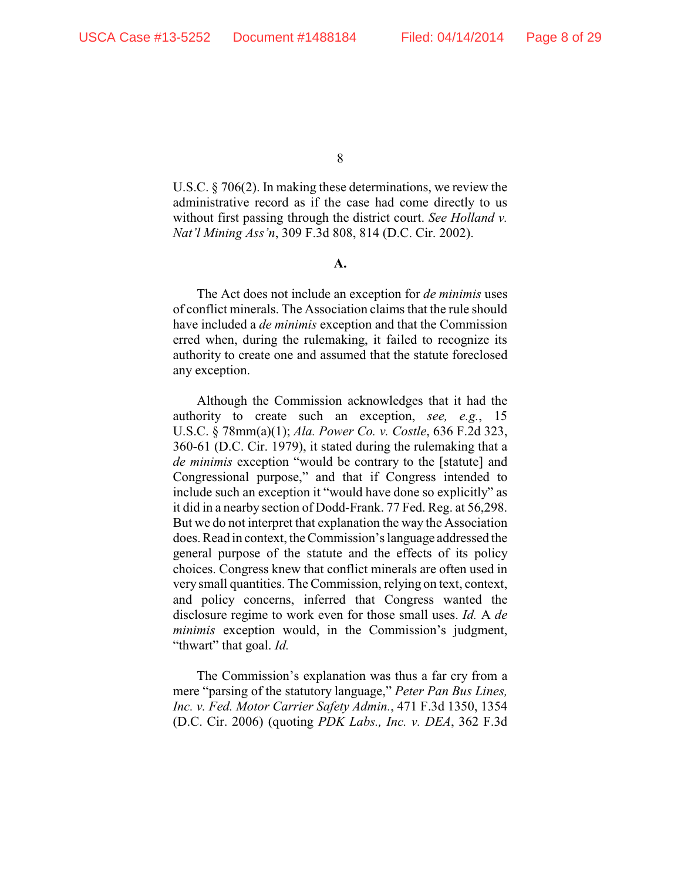U.S.C. § 706(2). In making these determinations, we review the administrative record as if the case had come directly to us without first passing through the district court. *See Holland v. Nat'l Mining Ass'n*, 309 F.3d 808, 814 (D.C. Cir. 2002).

**A.**

The Act does not include an exception for *de minimis* uses of conflict minerals. The Association claims that the rule should have included a *de minimis* exception and that the Commission erred when, during the rulemaking, it failed to recognize its authority to create one and assumed that the statute foreclosed any exception.

Although the Commission acknowledges that it had the authority to create such an exception, *see, e.g.*, 15 U.S.C. § 78mm(a)(1); *Ala. Power Co. v. Costle*, 636 F.2d 323, 360-61 (D.C. Cir. 1979), it stated during the rulemaking that a *de minimis* exception "would be contrary to the [statute] and Congressional purpose," and that if Congress intended to include such an exception it "would have done so explicitly" as it did in a nearby section of Dodd-Frank. 77 Fed. Reg. at 56,298. But we do not interpret that explanation the way the Association does. Read in context, the Commission's language addressed the general purpose of the statute and the effects of its policy choices. Congress knew that conflict minerals are often used in very small quantities. The Commission, relying on text, context, and policy concerns, inferred that Congress wanted the disclosure regime to work even for those small uses. *Id.* A *de minimis* exception would, in the Commission's judgment, "thwart" that goal. *Id.*

The Commission's explanation was thus a far cry from a mere "parsing of the statutory language," *Peter Pan Bus Lines, Inc. v. Fed. Motor Carrier Safety Admin.*, 471 F.3d 1350, 1354 (D.C. Cir. 2006) (quoting *PDK Labs., Inc. v. DEA*, 362 F.3d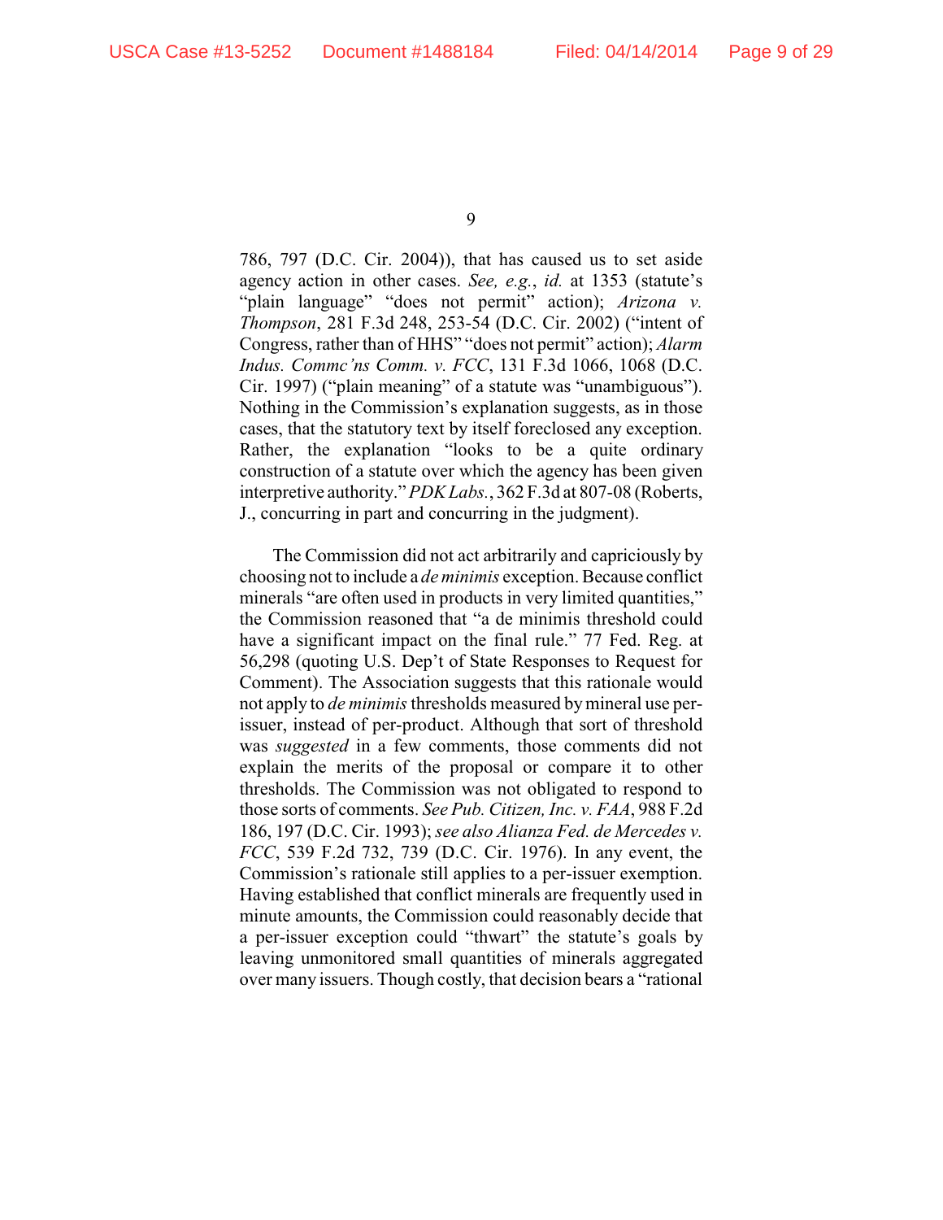786, 797 (D.C. Cir. 2004)), that has caused us to set aside agency action in other cases. *See, e.g.*, *id.* at 1353 (statute's "plain language" "does not permit" action); *Arizona v. Thompson*, 281 F.3d 248, 253-54 (D.C. Cir. 2002) ("intent of Congress, rather than of HHS" "does not permit" action); *Alarm Indus. Commc'ns Comm. v. FCC*, 131 F.3d 1066, 1068 (D.C. Cir. 1997) ("plain meaning" of a statute was "unambiguous"). Nothing in the Commission's explanation suggests, as in those cases, that the statutory text by itself foreclosed any exception. Rather, the explanation "looks to be a quite ordinary construction of a statute over which the agency has been given interpretive authority." *PDK Labs.*, 362 F.3d at 807-08 (Roberts, J., concurring in part and concurring in the judgment).

The Commission did not act arbitrarily and capriciously by choosing not to include a *de minimis* exception. Because conflict minerals "are often used in products in very limited quantities," the Commission reasoned that "a de minimis threshold could have a significant impact on the final rule." 77 Fed. Reg. at 56,298 (quoting U.S. Dep't of State Responses to Request for Comment). The Association suggests that this rationale would not apply to *de minimis* thresholds measured by mineral use per-issuer, instead of per-product. Although that sort of threshold was *suggested* in a few comments, those comments did not explain the merits of the proposal or compare it to other thresholds. The Commission was not obligated to respond to those sorts of comments. *See Pub. Citizen, Inc. v. FAA*, 988 F.2d 186, 197 (D.C. Cir. 1993); *see also Alianza Fed. de Mercedes v. FCC*, 539 F.2d 732, 739 (D.C. Cir. 1976). In any event, the Commission's rationale still applies to a per-issuer exemption. Having established that conflict minerals are frequently used in minute amounts, the Commission could reasonably decide that a per-issuer exception could "thwart" the statute's goals by leaving unmonitored small quantities of minerals aggregated over many issuers. Though costly, that decision bears a "rational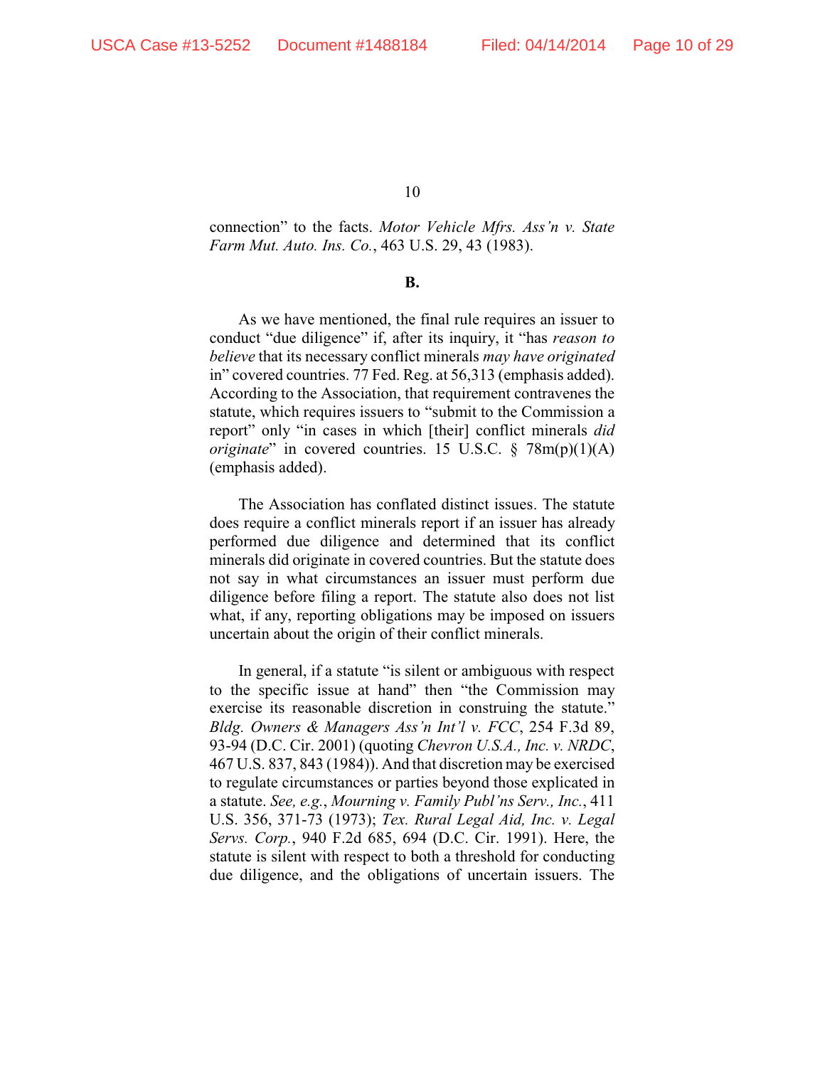connection" to the facts. *Motor Vehicle Mfrs. Ass'n v. State Farm Mut. Auto. Ins. Co.*, 463 U.S. 29, 43 (1983).

**B.**

As we have mentioned, the final rule requires an issuer to conduct "due diligence" if, after its inquiry, it "has *reason to believe* that its necessary conflict minerals *may have originated* in" covered countries. 77 Fed. Reg. at 56,313 (emphasis added). According to the Association, that requirement contravenes the statute, which requires issuers to "submit to the Commission a report" only "in cases in which [their] conflict minerals *did originate*" in covered countries. 15 U.S.C. § 78m(p)(1)(A) (emphasis added).

The Association has conflated distinct issues. The statute does require a conflict minerals report if an issuer has already performed due diligence and determined that its conflict minerals did originate in covered countries. But the statute does not say in what circumstances an issuer must perform due diligence before filing a report. The statute also does not list what, if any, reporting obligations may be imposed on issuers uncertain about the origin of their conflict minerals.

In general, if a statute "is silent or ambiguous with respect to the specific issue at hand" then "the Commission may exercise its reasonable discretion in construing the statute." *Bldg. Owners & Managers Ass'n Int'l v. FCC*, 254 F.3d 89, 93-94 (D.C. Cir. 2001) (quoting *Chevron U.S.A., Inc. v. NRDC*, 467 U.S. 837, 843 (1984)). And that discretion may be exercised to regulate circumstances or parties beyond those explicated in a statute. *See, e.g.*, *Mourning v. Family Publ'ns Serv., Inc.*, 411 U.S. 356, 371-73 (1973); *Tex. Rural Legal Aid, Inc. v. Legal Servs. Corp.*, 940 F.2d 685, 694 (D.C. Cir. 1991). Here, the statute is silent with respect to both a threshold for conducting due diligence, and the obligations of uncertain issuers. The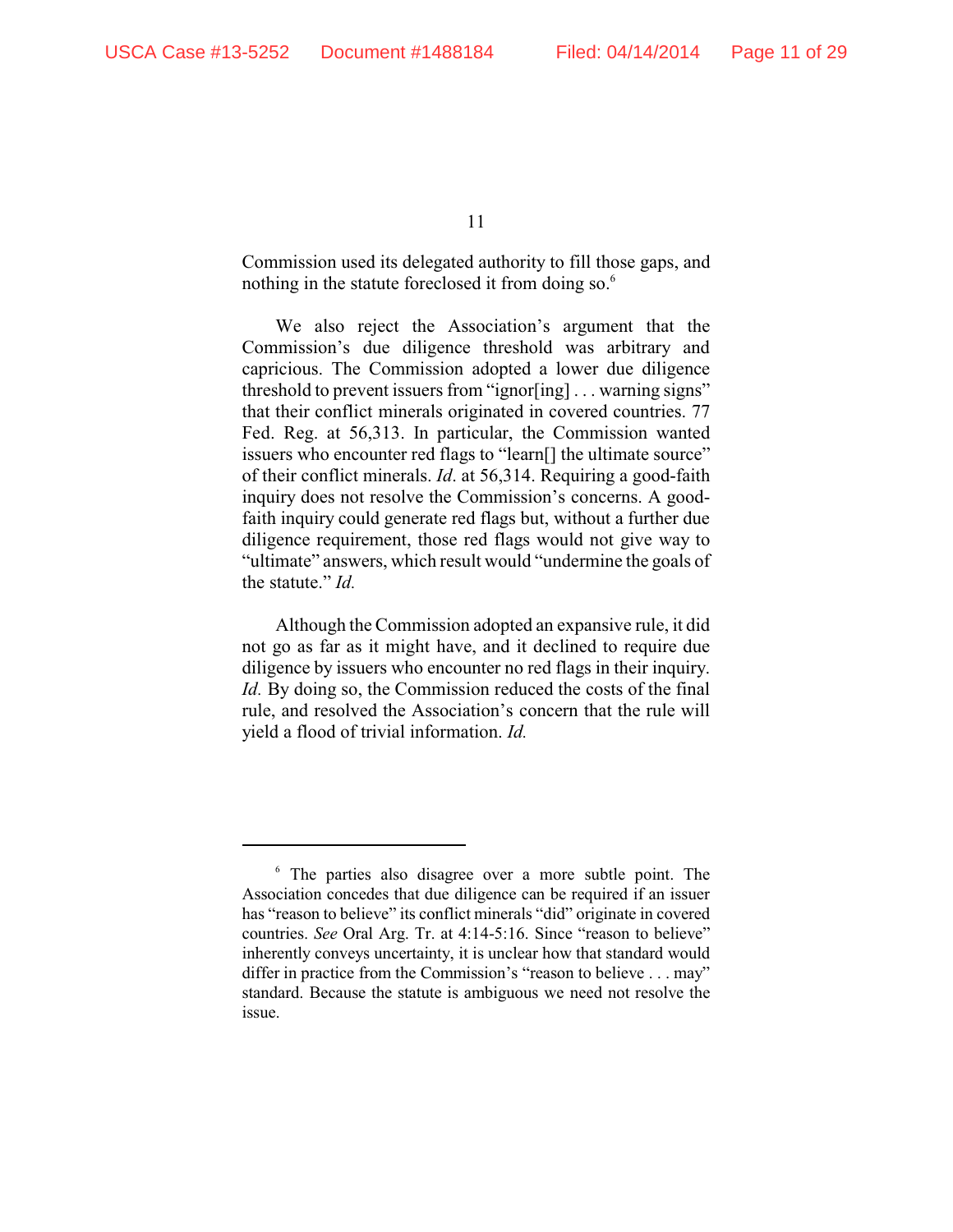Commission used its delegated authority to fill those gaps, and nothing in the statute foreclosed it from doing so.[6]

We also reject the Association's argument that the Commission's due diligence threshold was arbitrary and capricious. The Commission adopted a lower due diligence threshold to prevent issuers from "ignor[ing] . . . warning signs" that their conflict minerals originated in covered countries. 77 Fed. Reg. at 56,313. In particular, the Commission wanted issuers who encounter red flags to "learn[] the ultimate source" of their conflict minerals. *Id*. at 56,314. Requiring a good-faith inquiry does not resolve the Commission's concerns. A good-faith inquiry could generate red flags but, without a further due diligence requirement, those red flags would not give way to "ultimate" answers, which result would "undermine the goals of the statute." *Id.*

Although the Commission adopted an expansive rule, it did not go as far as it might have, and it declined to require due diligence by issuers who encounter no red flags in their inquiry. *Id.* By doing so, the Commission reduced the costs of the final rule, and resolved the Association's concern that the rule will yield a flood of trivial information. *Id.*

---

[6] The parties also disagree over a more subtle point. The Association concedes that due diligence can be required if an issuer has "reason to believe" its conflict minerals "did" originate in covered countries. *See* Oral Arg. Tr. at 4:14-5:16. Since "reason to believe" inherently conveys uncertainty, it is unclear how that standard would differ in practice from the Commission's "reason to believe . . . may" standard. Because the statute is ambiguous we need not resolve the issue.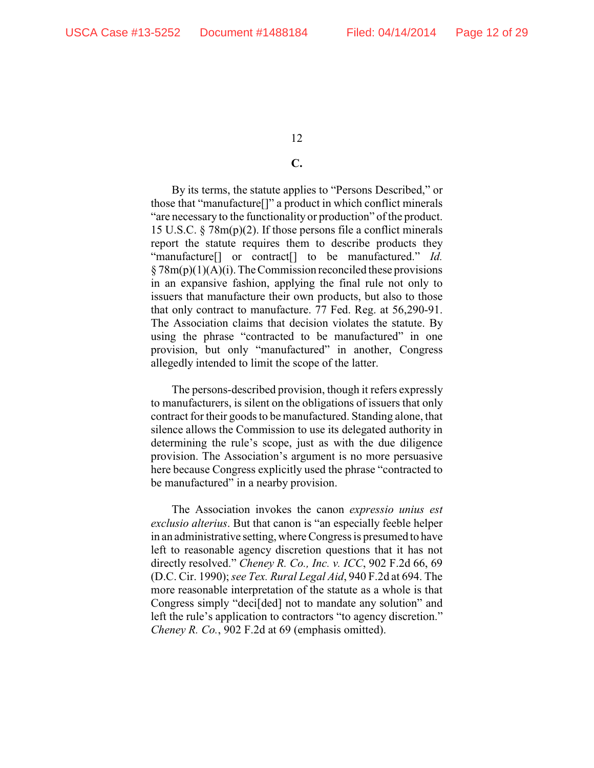### C.

By its terms, the statute applies to "Persons Described," or those that "manufacture[]" a product in which conflict minerals "are necessary to the functionality or production" of the product. 15 U.S.C. § 78m(p)(2). If those persons file a conflict minerals report the statute requires them to describe products they "manufacture[] or contract[] to be manufactured." *Id.* § 78m(p)(1)(A)(i). The Commission reconciled these provisions in an expansive fashion, applying the final rule not only to issuers that manufacture their own products, but also to those that only contract to manufacture. 77 Fed. Reg. at 56,290-91. The Association claims that decision violates the statute. By using the phrase "contracted to be manufactured" in one provision, but only "manufactured" in another, Congress allegedly intended to limit the scope of the latter.

The persons-described provision, though it refers expressly to manufacturers, is silent on the obligations of issuers that only contract for their goods to be manufactured. Standing alone, that silence allows the Commission to use its delegated authority in determining the rule's scope, just as with the due diligence provision. The Association's argument is no more persuasive here because Congress explicitly used the phrase "contracted to be manufactured" in a nearby provision.

The Association invokes the canon *expressio unius est exclusio alterius*. But that canon is "an especially feeble helper in an administrative setting, where Congress is presumed to have left to reasonable agency discretion questions that it has not directly resolved." *Cheney R. Co., Inc. v. ICC*, 902 F.2d 66, 69 (D.C. Cir. 1990); *see Tex. Rural Legal Aid*, 940 F.2d at 694. The more reasonable interpretation of the statute as a whole is that Congress simply "deci[ded] not to mandate any solution" and left the rule's application to contractors "to agency discretion." *Cheney R. Co.*, 902 F.2d at 69 (emphasis omitted).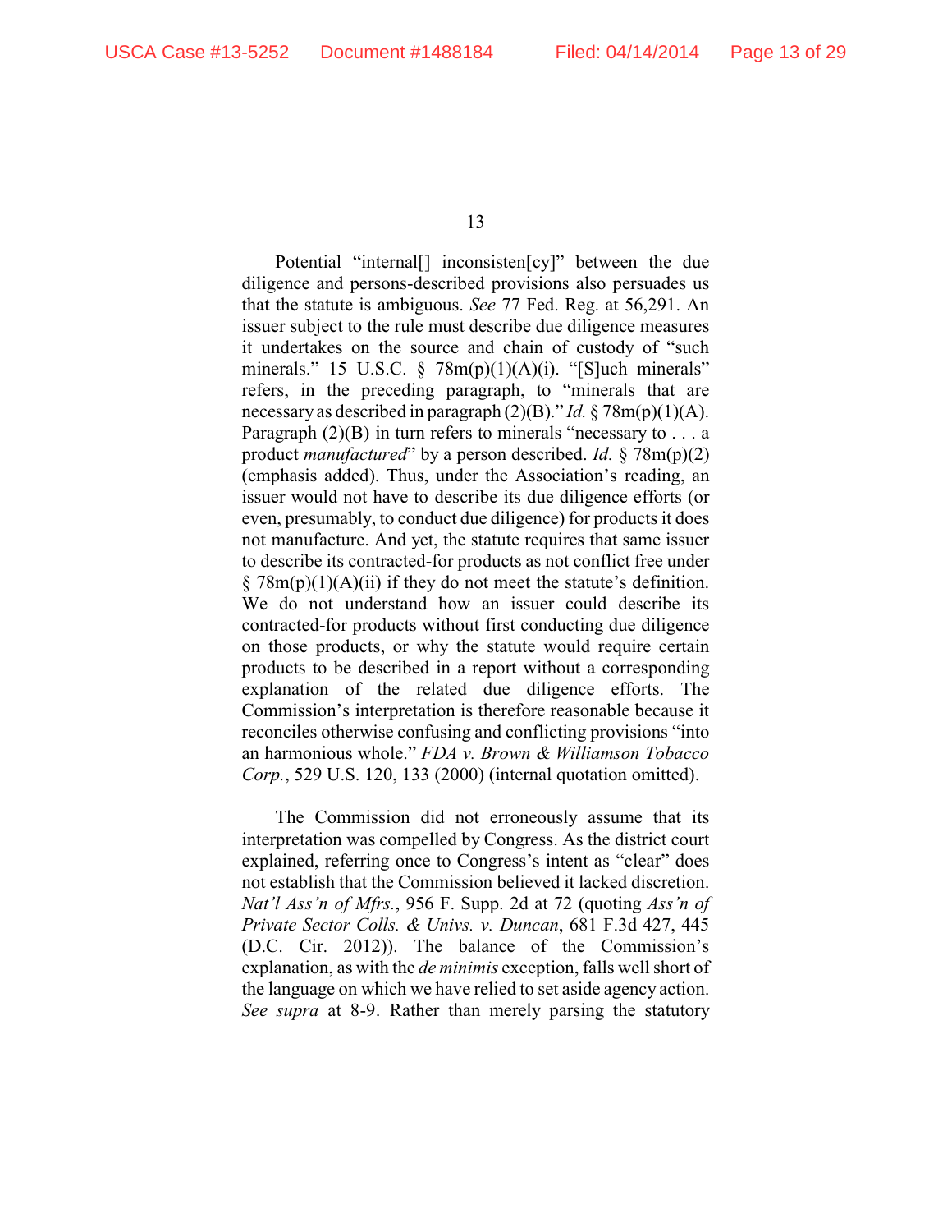Potential "internal[] inconsisten[cy]" between the due diligence and persons-described provisions also persuades us that the statute is ambiguous. *See* 77 Fed. Reg. at 56,291. An issuer subject to the rule must describe due diligence measures it undertakes on the source and chain of custody of "such minerals." 15 U.S.C. § 78m(p)(1)(A)(i). "[S]uch minerals" refers, in the preceding paragraph, to "minerals that are necessary as described in paragraph (2)(B)." *Id.* § 78m(p)(1)(A). Paragraph (2)(B) in turn refers to minerals "necessary to . . . a product *manufactured*" by a person described. *Id.* § 78m(p)(2) (emphasis added). Thus, under the Association's reading, an issuer would not have to describe its due diligence efforts (or even, presumably, to conduct due diligence) for products it does not manufacture. And yet, the statute requires that same issuer to describe its contracted-for products as not conflict free under § 78m(p)(1)(A)(ii) if they do not meet the statute's definition. We do not understand how an issuer could describe its contracted-for products without first conducting due diligence on those products, or why the statute would require certain products to be described in a report without a corresponding explanation of the related due diligence efforts. The Commission's interpretation is therefore reasonable because it reconciles otherwise confusing and conflicting provisions "into an harmonious whole." *FDA v. Brown & Williamson Tobacco Corp.*, 529 U.S. 120, 133 (2000) (internal quotation omitted).

The Commission did not erroneously assume that its interpretation was compelled by Congress. As the district court explained, referring once to Congress's intent as "clear" does not establish that the Commission believed it lacked discretion. *Nat'l Ass'n of Mfrs.*, 956 F. Supp. 2d at 72 (quoting *Ass'n of Private Sector Colls. & Univs. v. Duncan*, 681 F.3d 427, 445 (D.C. Cir. 2012)). The balance of the Commission's explanation, as with the *de minimis* exception, falls well short of the language on which we have relied to set aside agency action. *See supra* at 8-9. Rather than merely parsing the statutory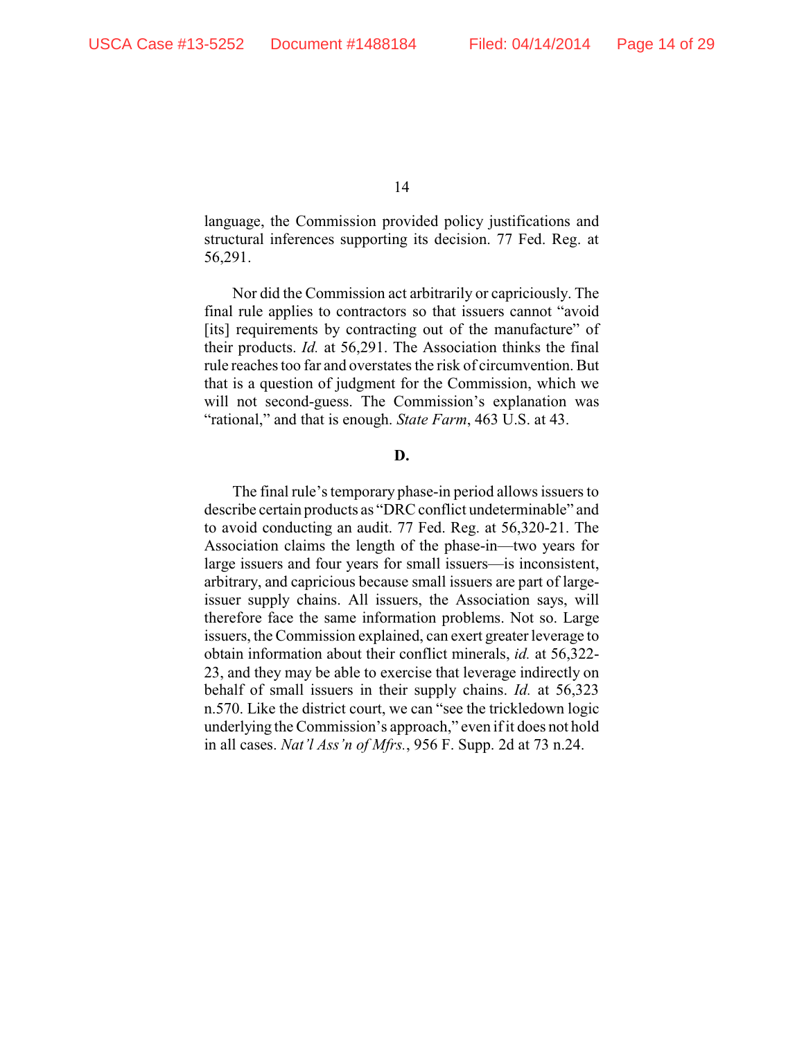language, the Commission provided policy justifications and structural inferences supporting its decision. 77 Fed. Reg. at 56,291.

Nor did the Commission act arbitrarily or capriciously. The final rule applies to contractors so that issuers cannot "avoid [its] requirements by contracting out of the manufacture" of their products. *Id.* at 56,291. The Association thinks the final rule reaches too far and overstates the risk of circumvention. But that is a question of judgment for the Commission, which we will not second-guess. The Commission's explanation was "rational," and that is enough. *State Farm*, 463 U.S. at 43.

**D.**

The final rule's temporary phase-in period allows issuers to describe certain products as "DRC conflict undeterminable" and to avoid conducting an audit. 77 Fed. Reg. at 56,320-21. The Association claims the length of the phase-in—two years for large issuers and four years for small issuers—is inconsistent, arbitrary, and capricious because small issuers are part of large-issuer supply chains. All issuers, the Association says, will therefore face the same information problems. Not so. Large issuers, the Commission explained, can exert greater leverage to obtain information about their conflict minerals, *id.* at 56,322-23, and they may be able to exercise that leverage indirectly on behalf of small issuers in their supply chains. *Id.* at 56,323 n.570. Like the district court, we can "see the trickledown logic underlying the Commission's approach," even if it does not hold in all cases. *Nat'l Ass'n of Mfrs.*, 956 F. Supp. 2d at 73 n.24.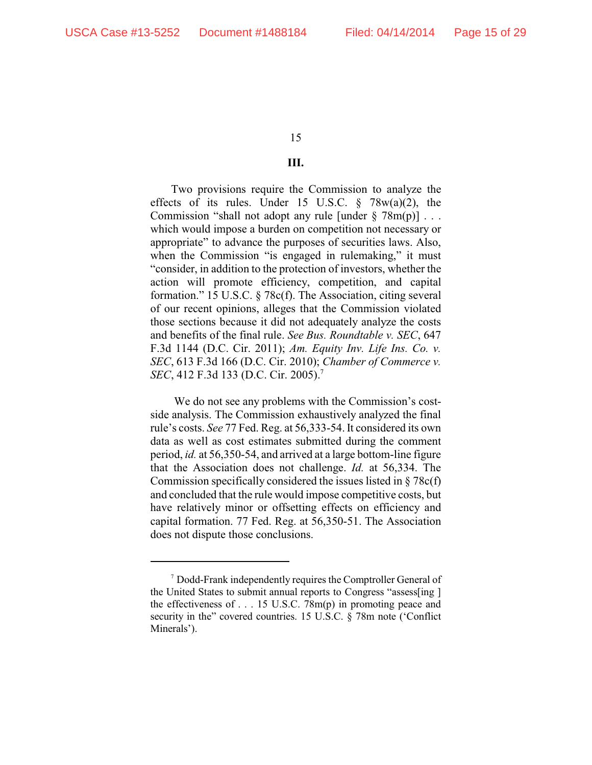### III.

Two provisions require the Commission to analyze the effects of its rules. Under 15 U.S.C. § 78w(a)(2), the Commission "shall not adopt any rule [under § 78m(p)] . . . which would impose a burden on competition not necessary or appropriate" to advance the purposes of securities laws. Also, when the Commission "is engaged in rulemaking," it must "consider, in addition to the protection of investors, whether the action will promote efficiency, competition, and capital formation." 15 U.S.C. § 78c(f). The Association, citing several of our recent opinions, alleges that the Commission violated those sections because it did not adequately analyze the costs and benefits of the final rule. *See Bus. Roundtable v. SEC*, 647 F.3d 1144 (D.C. Cir. 2011); *Am. Equity Inv. Life Ins. Co. v. SEC*, 613 F.3d 166 (D.C. Cir. 2010); *Chamber of Commerce v. SEC*, 412 F.3d 133 (D.C. Cir. 2005).[7]

We do not see any problems with the Commission's cost-side analysis. The Commission exhaustively analyzed the final rule's costs. *See* 77 Fed. Reg. at 56,333-54. It considered its own data as well as cost estimates submitted during the comment period, *id.* at 56,350-54, and arrived at a large bottom-line figure that the Association does not challenge. *Id.* at 56,334. The Commission specifically considered the issues listed in § 78c(f) and concluded that the rule would impose competitive costs, but have relatively minor or offsetting effects on efficiency and capital formation. 77 Fed. Reg. at 56,350-51. The Association does not dispute those conclusions.

---

[7] Dodd-Frank independently requires the Comptroller General of the United States to submit annual reports to Congress "assess[ing ] the effectiveness of . . . 15 U.S.C. 78m(p) in promoting peace and security in the" covered countries. 15 U.S.C. § 78m note ('Conflict Minerals').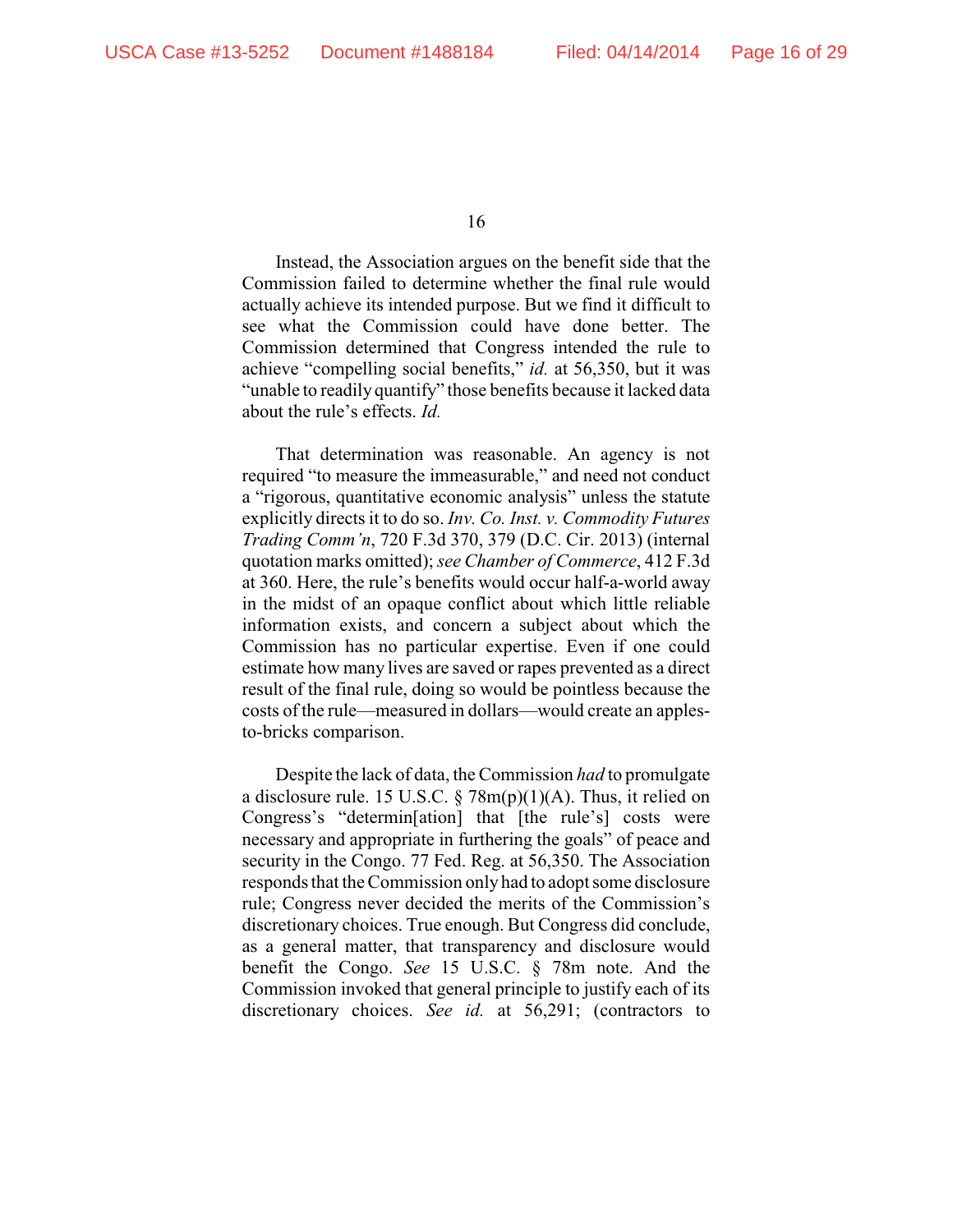Instead, the Association argues on the benefit side that the Commission failed to determine whether the final rule would actually achieve its intended purpose. But we find it difficult to see what the Commission could have done better. The Commission determined that Congress intended the rule to achieve "compelling social benefits," *id.* at 56,350, but it was "unable to readily quantify" those benefits because it lacked data about the rule's effects. *Id.*

That determination was reasonable. An agency is not required "to measure the immeasurable," and need not conduct a "rigorous, quantitative economic analysis" unless the statute explicitly directs it to do so. *Inv. Co. Inst. v. Commodity Futures Trading Comm'n*, 720 F.3d 370, 379 (D.C. Cir. 2013) (internal quotation marks omitted); *see Chamber of Commerce*, 412 F.3d at 360. Here, the rule's benefits would occur half-a-world away in the midst of an opaque conflict about which little reliable information exists, and concern a subject about which the Commission has no particular expertise. Even if one could estimate how many lives are saved or rapes prevented as a direct result of the final rule, doing so would be pointless because the costs of the rule—measured in dollars—would create an apples-to-bricks comparison.

Despite the lack of data, the Commission *had* to promulgate a disclosure rule. 15 U.S.C. § 78m(p)(1)(A). Thus, it relied on Congress's "determin[ation] that [the rule's] costs were necessary and appropriate in furthering the goals" of peace and security in the Congo. 77 Fed. Reg. at 56,350. The Association responds that the Commission only had to adopt some disclosure rule; Congress never decided the merits of the Commission's discretionary choices. True enough. But Congress did conclude, as a general matter, that transparency and disclosure would benefit the Congo. *See* 15 U.S.C. § 78m note. And the Commission invoked that general principle to justify each of its discretionary choices. *See id.* at 56,291; (contractors to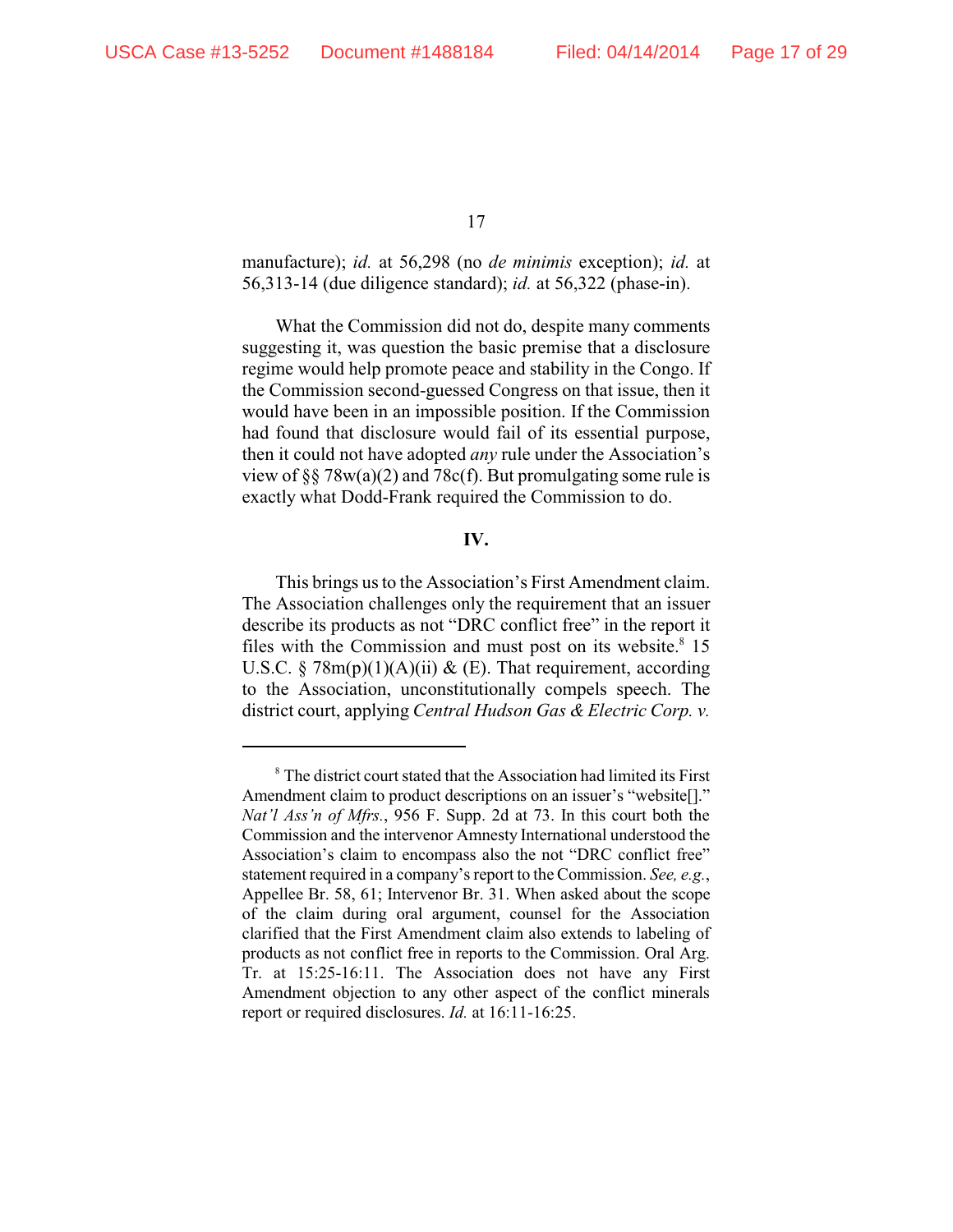manufacture); *id.* at 56,298 (no *de minimis* exception); *id.* at 56,313-14 (due diligence standard); *id.* at 56,322 (phase-in).

What the Commission did not do, despite many comments suggesting it, was question the basic premise that a disclosure regime would help promote peace and stability in the Congo. If the Commission second-guessed Congress on that issue, then it would have been in an impossible position. If the Commission had found that disclosure would fail of its essential purpose, then it could not have adopted *any* rule under the Association's view of §§ 78w(a)(2) and 78c(f). But promulgating some rule is exactly what Dodd-Frank required the Commission to do.

## IV.

This brings us to the Association's First Amendment claim. The Association challenges only the requirement that an issuer describe its products as not "DRC conflict free" in the report it files with the Commission and must post on its website.[8] 15 U.S.C. § 78m(p)(1)(A)(ii) & (E). That requirement, according to the Association, unconstitutionally compels speech. The district court, applying *Central Hudson Gas & Electric Corp. v.*

---

[8] The district court stated that the Association had limited its First Amendment claim to product descriptions on an issuer's "website[]." *Nat'l Ass'n of Mfrs.*, 956 F. Supp. 2d at 73. In this court both the Commission and the intervenor Amnesty International understood the Association's claim to encompass also the not "DRC conflict free" statement required in a company's report to the Commission. *See, e.g.*, Appellee Br. 58, 61; Intervenor Br. 31. When asked about the scope of the claim during oral argument, counsel for the Association clarified that the First Amendment claim also extends to labeling of products as not conflict free in reports to the Commission. Oral Arg. Tr. at 15:25-16:11. The Association does not have any First Amendment objection to any other aspect of the conflict minerals report or required disclosures. *Id.* at 16:11-16:25.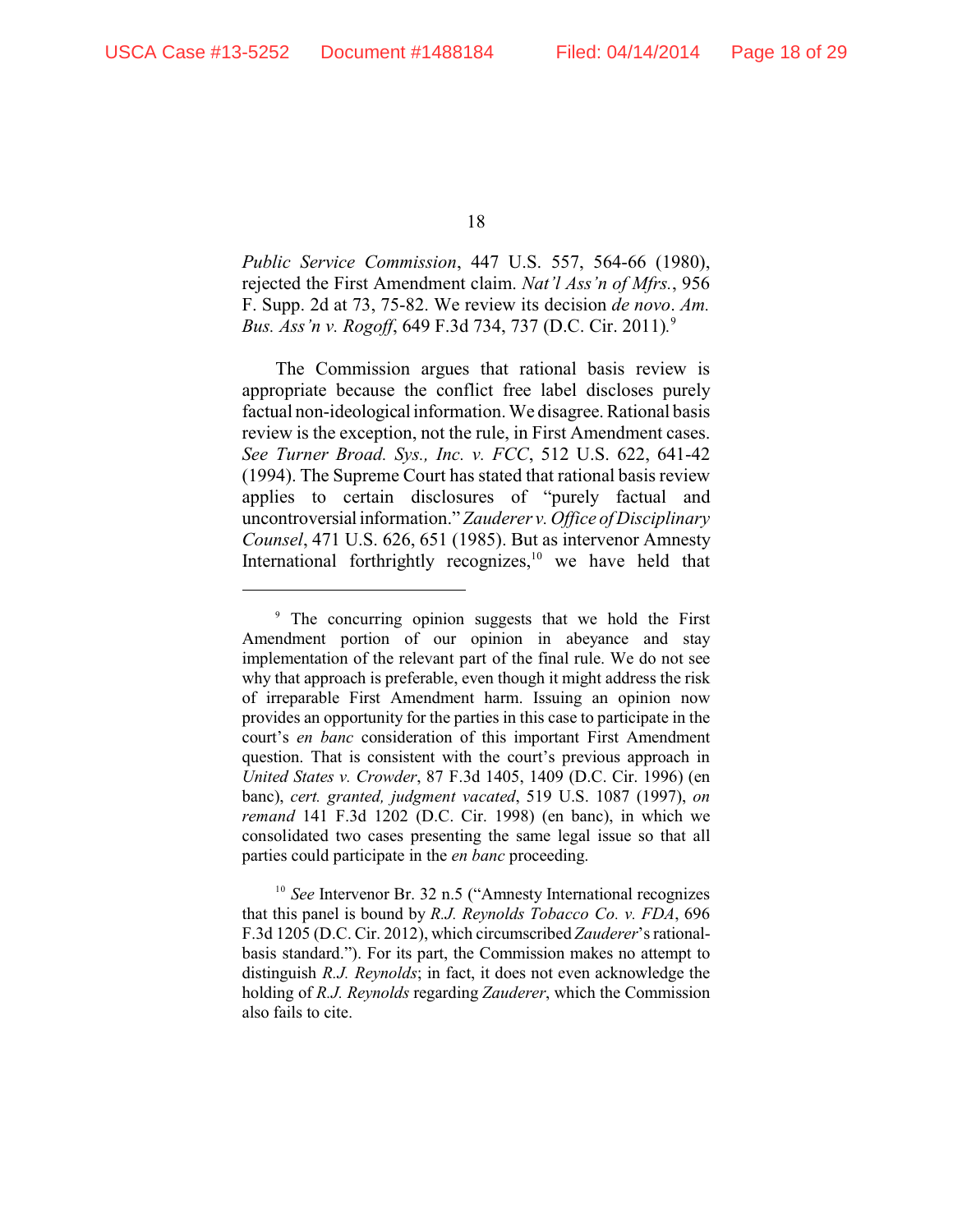*Public Service Commission*, 447 U.S. 557, 564-66 (1980), rejected the First Amendment claim. *Nat'l Ass'n of Mfrs.*, 956 F. Supp. 2d at 73, 75-82. We review its decision *de novo*. *Am. Bus. Ass'n v. Rogoff*, 649 F.3d 734, 737 (D.C. Cir. 2011).[9]

The Commission argues that rational basis review is appropriate because the conflict free label discloses purely factual non-ideological information. We disagree. Rational basis review is the exception, not the rule, in First Amendment cases. *See Turner Broad. Sys., Inc. v. FCC*, 512 U.S. 622, 641-42 (1994). The Supreme Court has stated that rational basis review applies to certain disclosures of "purely factual and uncontroversial information." *Zauderer v. Office of Disciplinary Counsel*, 471 U.S. 626, 651 (1985). But as intervenor Amnesty International forthrightly recognizes,[10] we have held that

---

[9] The concurring opinion suggests that we hold the First Amendment portion of our opinion in abeyance and stay implementation of the relevant part of the final rule. We do not see why that approach is preferable, even though it might address the risk of irreparable First Amendment harm. Issuing an opinion now provides an opportunity for the parties in this case to participate in the court's *en banc* consideration of this important First Amendment question. That is consistent with the court's previous approach in *United States v. Crowder*, 87 F.3d 1405, 1409 (D.C. Cir. 1996) (en banc), *cert. granted, judgment vacated*, 519 U.S. 1087 (1997), *on remand* 141 F.3d 1202 (D.C. Cir. 1998) (en banc), in which we consolidated two cases presenting the same legal issue so that all parties could participate in the *en banc* proceeding.

[10] *See* Intervenor Br. 32 n.5 ("Amnesty International recognizes that this panel is bound by *R.J. Reynolds Tobacco Co. v. FDA*, 696 F.3d 1205 (D.C. Cir. 2012), which circumscribed *Zauderer*'s rational-basis standard."). For its part, the Commission makes no attempt to distinguish *R.J. Reynolds*; in fact, it does not even acknowledge the holding of *R.J. Reynolds* regarding *Zauderer*, which the Commission also fails to cite.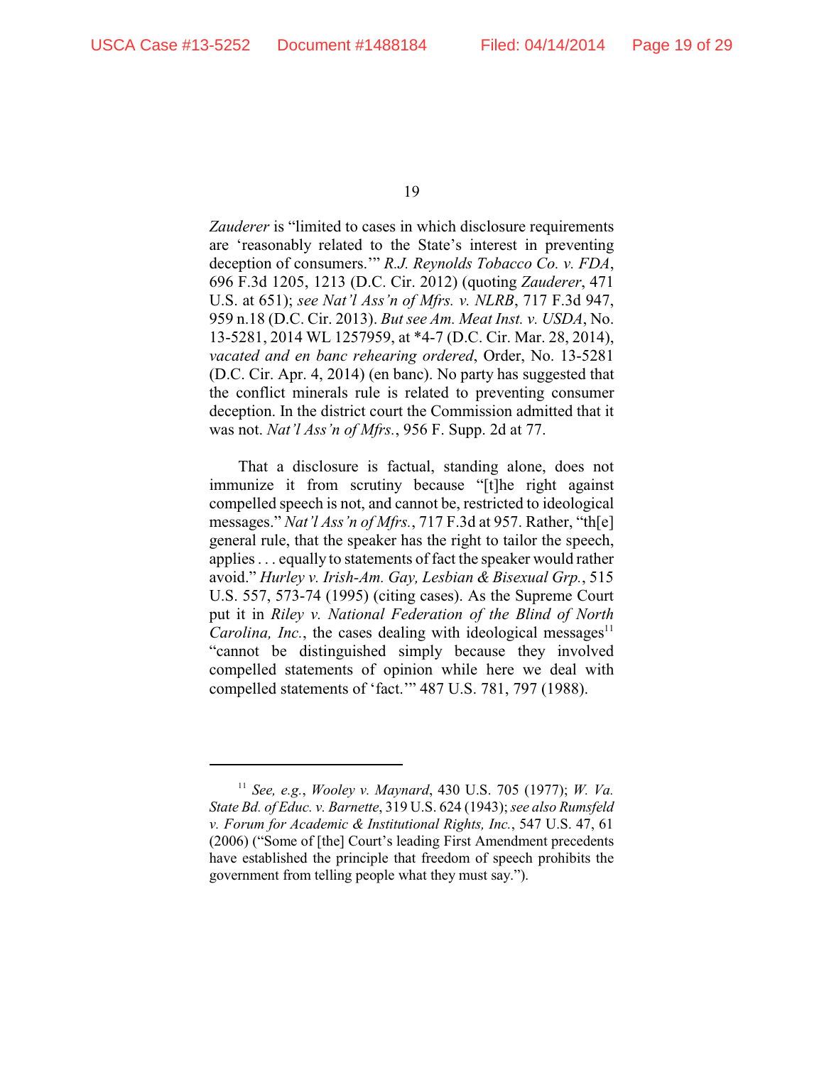*Zauderer* is "limited to cases in which disclosure requirements are 'reasonably related to the State's interest in preventing deception of consumers.'" *R.J. Reynolds Tobacco Co. v. FDA*, 696 F.3d 1205, 1213 (D.C. Cir. 2012) (quoting *Zauderer*, 471 U.S. at 651); *see Nat'l Ass'n of Mfrs. v. NLRB*, 717 F.3d 947, 959 n.18 (D.C. Cir. 2013). *But see Am. Meat Inst. v. USDA*, No. 13-5281, 2014 WL 1257959, at *4-7 (D.C. Cir. Mar. 28, 2014), *vacated and en banc rehearing ordered*, Order, No. 13-5281 (D.C. Cir. Apr. 4, 2014) (en banc). No party has suggested that the conflict minerals rule is related to preventing consumer deception. In the district court the Commission admitted that it was not. *Nat'l Ass'n of Mfrs.*, 956 F. Supp. 2d at 77.

That a disclosure is factual, standing alone, does not immunize it from scrutiny because "[t]he right against compelled speech is not, and cannot be, restricted to ideological messages." *Nat'l Ass'n of Mfrs.*, 717 F.3d at 957. Rather, "th[e] general rule, that the speaker has the right to tailor the speech, applies . . . equally to statements of fact the speaker would rather avoid." *Hurley v. Irish-Am. Gay, Lesbian & Bisexual Grp.*, 515 U.S. 557, 573-74 (1995) (citing cases). As the Supreme Court put it in *Riley v. National Federation of the Blind of North Carolina, Inc.*, the cases dealing with ideological messages[11] "cannot be distinguished simply because they involved compelled statements of opinion while here we deal with compelled statements of 'fact.'" 487 U.S. 781, 797 (1988).

---

[11] *See, e.g.*, *Wooley v. Maynard*, 430 U.S. 705 (1977); *W. Va. State Bd. of Educ. v. Barnette*, 319 U.S. 624 (1943); *see also Rumsfeld v. Forum for Academic & Institutional Rights, Inc.*, 547 U.S. 47, 61 (2006) ("Some of [the] Court's leading First Amendment precedents have established the principle that freedom of speech prohibits the government from telling people what they must say.").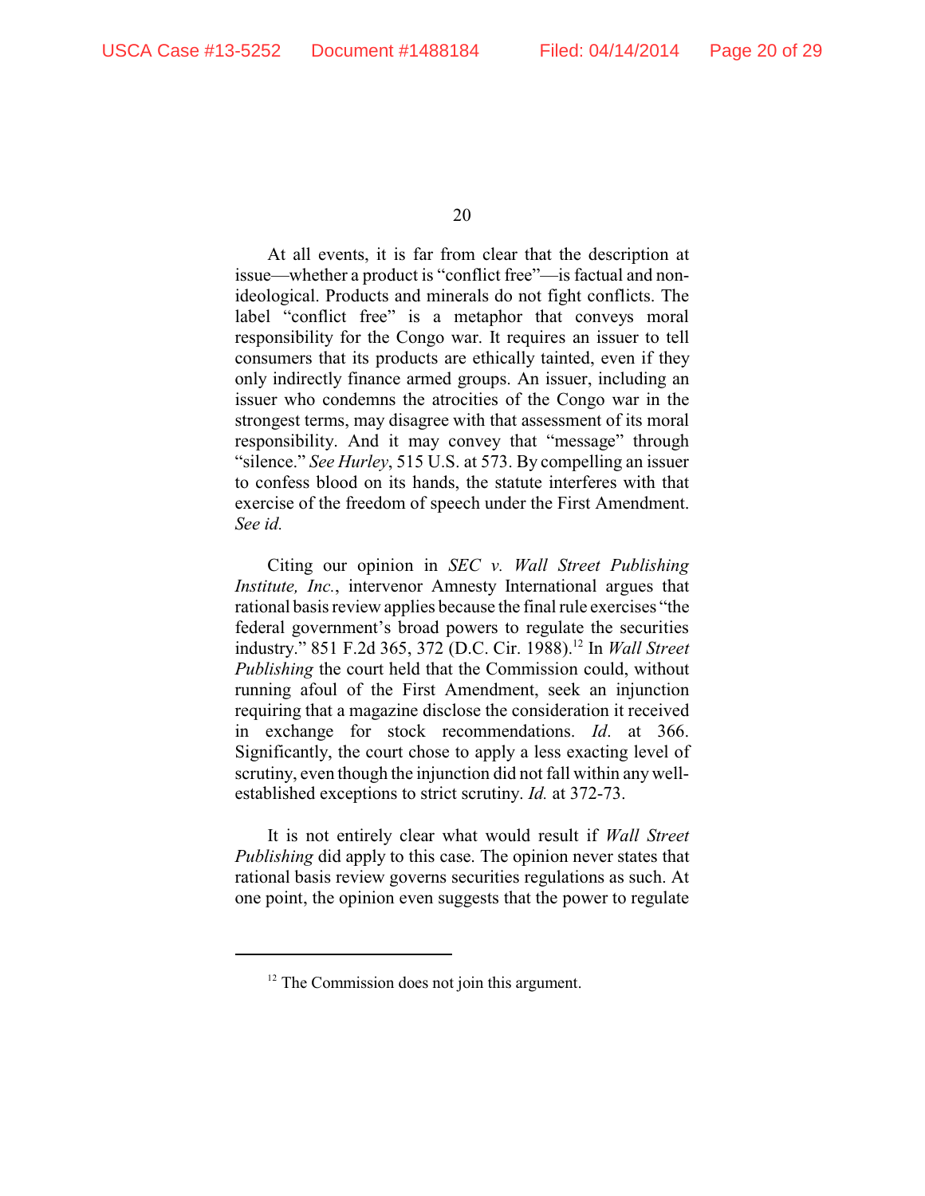At all events, it is far from clear that the description at issue—whether a product is "conflict free"—is factual and non-ideological. Products and minerals do not fight conflicts. The label "conflict free" is a metaphor that conveys moral responsibility for the Congo war. It requires an issuer to tell consumers that its products are ethically tainted, even if they only indirectly finance armed groups. An issuer, including an issuer who condemns the atrocities of the Congo war in the strongest terms, may disagree with that assessment of its moral responsibility. And it may convey that "message" through "silence." *See Hurley*, 515 U.S. at 573. By compelling an issuer to confess blood on its hands, the statute interferes with that exercise of the freedom of speech under the First Amendment. *See id.*

Citing our opinion in *SEC v. Wall Street Publishing Institute, Inc.*, intervenor Amnesty International argues that rational basis review applies because the final rule exercises "the federal government's broad powers to regulate the securities industry." 851 F.2d 365, 372 (D.C. Cir. 1988).[12] In *Wall Street Publishing* the court held that the Commission could, without running afoul of the First Amendment, seek an injunction requiring that a magazine disclose the consideration it received in exchange for stock recommendations. *Id.* at 366. Significantly, the court chose to apply a less exacting level of scrutiny, even though the injunction did not fall within any well-established exceptions to strict scrutiny. *Id.* at 372-73.

It is not entirely clear what would result if *Wall Street Publishing* did apply to this case. The opinion never states that rational basis review governs securities regulations as such. At one point, the opinion even suggests that the power to regulate

[12] The Commission does not join this argument.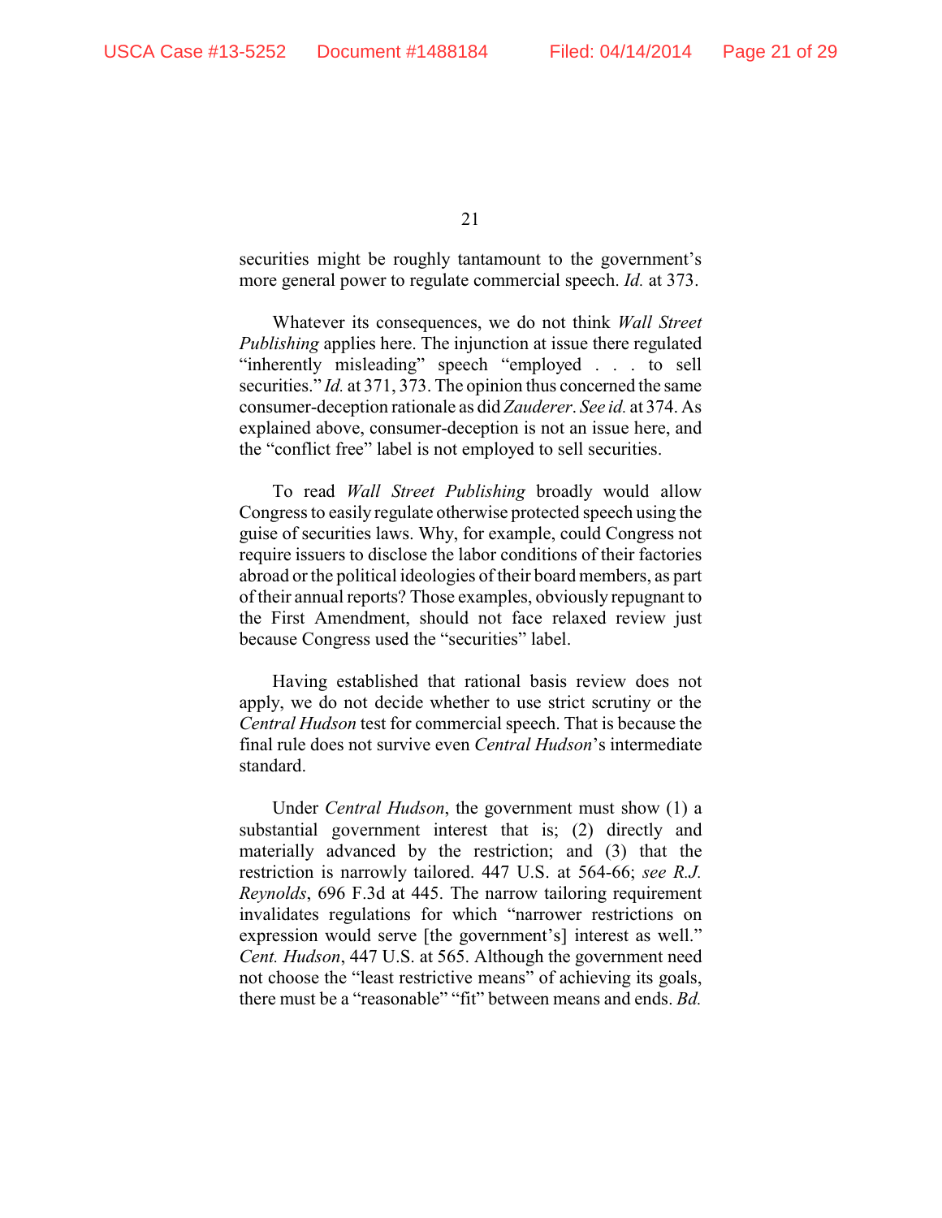securities might be roughly tantamount to the government's more general power to regulate commercial speech. *Id.* at 373.

Whatever its consequences, we do not think *Wall Street Publishing* applies here. The injunction at issue there regulated "inherently misleading" speech "employed . . . to sell securities." *Id.* at 371, 373. The opinion thus concerned the same consumer-deception rationale as did *Zauderer*. *See id.* at 374. As explained above, consumer-deception is not an issue here, and the "conflict free" label is not employed to sell securities.

To read *Wall Street Publishing* broadly would allow Congress to easily regulate otherwise protected speech using the guise of securities laws. Why, for example, could Congress not require issuers to disclose the labor conditions of their factories abroad or the political ideologies of their board members, as part of their annual reports? Those examples, obviously repugnant to the First Amendment, should not face relaxed review just because Congress used the "securities" label.

Having established that rational basis review does not apply, we do not decide whether to use strict scrutiny or the *Central Hudson* test for commercial speech. That is because the final rule does not survive even *Central Hudson*'s intermediate standard.

Under *Central Hudson*, the government must show (1) a substantial government interest that is; (2) directly and materially advanced by the restriction; and (3) that the restriction is narrowly tailored. 447 U.S. at 564-66; *see R.J. Reynolds*, 696 F.3d at 445. The narrow tailoring requirement invalidates regulations for which "narrower restrictions on expression would serve [the government's] interest as well." *Cent. Hudson*, 447 U.S. at 565. Although the government need not choose the "least restrictive means" of achieving its goals, there must be a "reasonable" "fit" between means and ends. *Bd.*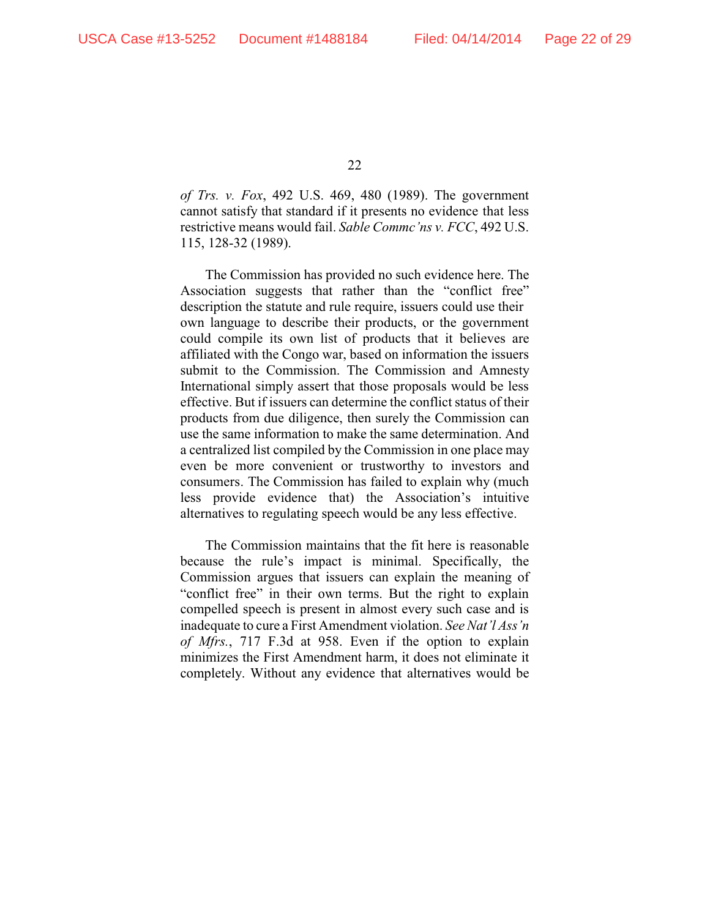*of Trs. v. Fox*, 492 U.S. 469, 480 (1989). The government cannot satisfy that standard if it presents no evidence that less restrictive means would fail. *Sable Commc'ns v. FCC*, 492 U.S. 115, 128-32 (1989).

The Commission has provided no such evidence here. The Association suggests that rather than the "conflict free" description the statute and rule require, issuers could use their own language to describe their products, or the government could compile its own list of products that it believes are affiliated with the Congo war, based on information the issuers submit to the Commission. The Commission and Amnesty International simply assert that those proposals would be less effective. But if issuers can determine the conflict status of their products from due diligence, then surely the Commission can use the same information to make the same determination. And a centralized list compiled by the Commission in one place may even be more convenient or trustworthy to investors and consumers. The Commission has failed to explain why (much less provide evidence that) the Association's intuitive alternatives to regulating speech would be any less effective.

The Commission maintains that the fit here is reasonable because the rule's impact is minimal. Specifically, the Commission argues that issuers can explain the meaning of "conflict free" in their own terms. But the right to explain compelled speech is present in almost every such case and is inadequate to cure a First Amendment violation. *See Nat'l Ass'n of Mfrs.*, 717 F.3d at 958. Even if the option to explain minimizes the First Amendment harm, it does not eliminate it completely. Without any evidence that alternatives would be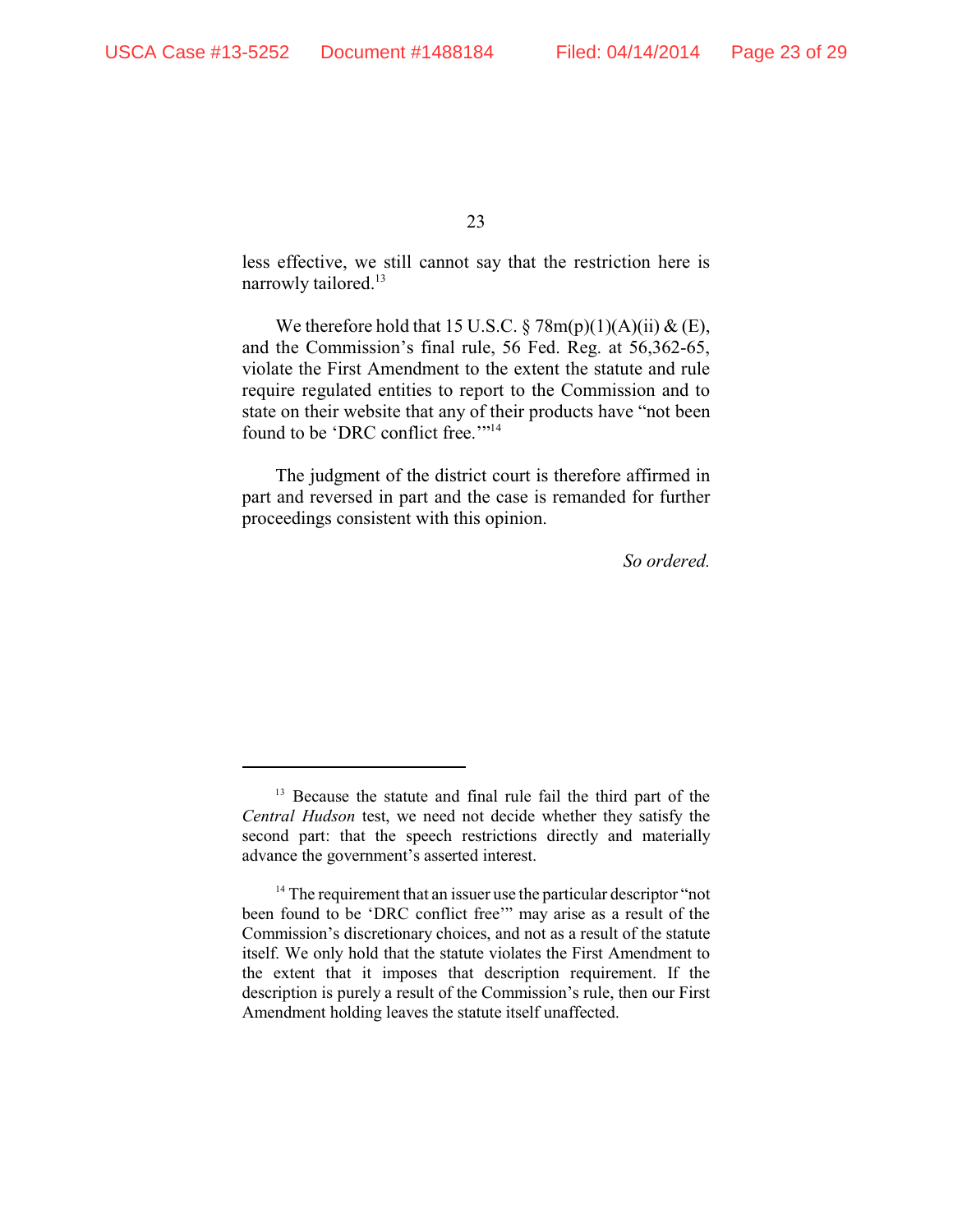less effective, we still cannot say that the restriction here is narrowly tailored.[13]

We therefore hold that 15 U.S.C. § 78m(p)(1)(A)(ii) & (E), and the Commission's final rule, 56 Fed. Reg. at 56,362-65, violate the First Amendment to the extent the statute and rule require regulated entities to report to the Commission and to state on their website that any of their products have "not been found to be 'DRC conflict free.'"[14]

The judgment of the district court is therefore affirmed in part and reversed in part and the case is remanded for further proceedings consistent with this opinion.

*So ordered.*

---

[13] Because the statute and final rule fail the third part of the *Central Hudson* test, we need not decide whether they satisfy the second part: that the speech restrictions directly and materially advance the government's asserted interest.

[14] The requirement that an issuer use the particular descriptor "not been found to be 'DRC conflict free'" may arise as a result of the Commission's discretionary choices, and not as a result of the statute itself. We only hold that the statute violates the First Amendment to the extent that it imposes that description requirement. If the description is purely a result of the Commission's rule, then our First Amendment holding leaves the statute itself unaffected.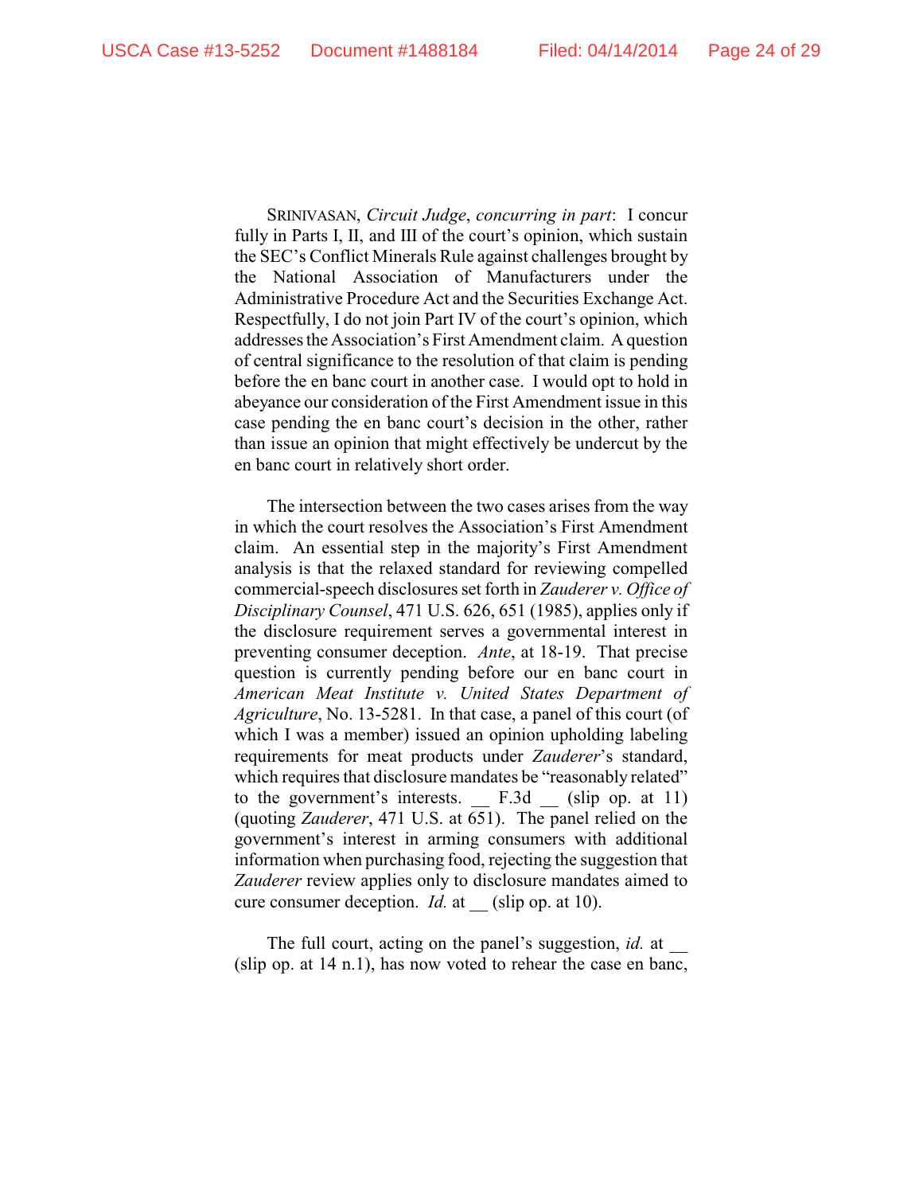SRINIVASAN, *Circuit Judge*, *concurring in part*: I concur fully in Parts I, II, and III of the court's opinion, which sustain the SEC's Conflict Minerals Rule against challenges brought by the National Association of Manufacturers under the Administrative Procedure Act and the Securities Exchange Act. Respectfully, I do not join Part IV of the court's opinion, which addresses the Association's First Amendment claim. A question of central significance to the resolution of that claim is pending before the en banc court in another case. I would opt to hold in abeyance our consideration of the First Amendment issue in this case pending the en banc court's decision in the other, rather than issue an opinion that might effectively be undercut by the en banc court in relatively short order.

The intersection between the two cases arises from the way in which the court resolves the Association's First Amendment claim. An essential step in the majority's First Amendment analysis is that the relaxed standard for reviewing compelled commercial-speech disclosures set forth in *Zauderer v. Office of Disciplinary Counsel*, 471 U.S. 626, 651 (1985), applies only if the disclosure requirement serves a governmental interest in preventing consumer deception. *Ante*, at 18-19. That precise question is currently pending before our en banc court in *American Meat Institute v. United States Department of Agriculture*, No. 13-5281. In that case, a panel of this court (of which I was a member) issued an opinion upholding labeling requirements for meat products under *Zauderer*'s standard, which requires that disclosure mandates be "reasonably related" to the government's interests. __ F.3d __ (slip op. at 11) (quoting *Zauderer*, 471 U.S. at 651). The panel relied on the government's interest in arming consumers with additional information when purchasing food, rejecting the suggestion that *Zauderer* review applies only to disclosure mandates aimed to cure consumer deception. *Id.* at __ (slip op. at 10).

The full court, acting on the panel's suggestion, *id.* at __ (slip op. at 14 n.1), has now voted to rehear the case en banc,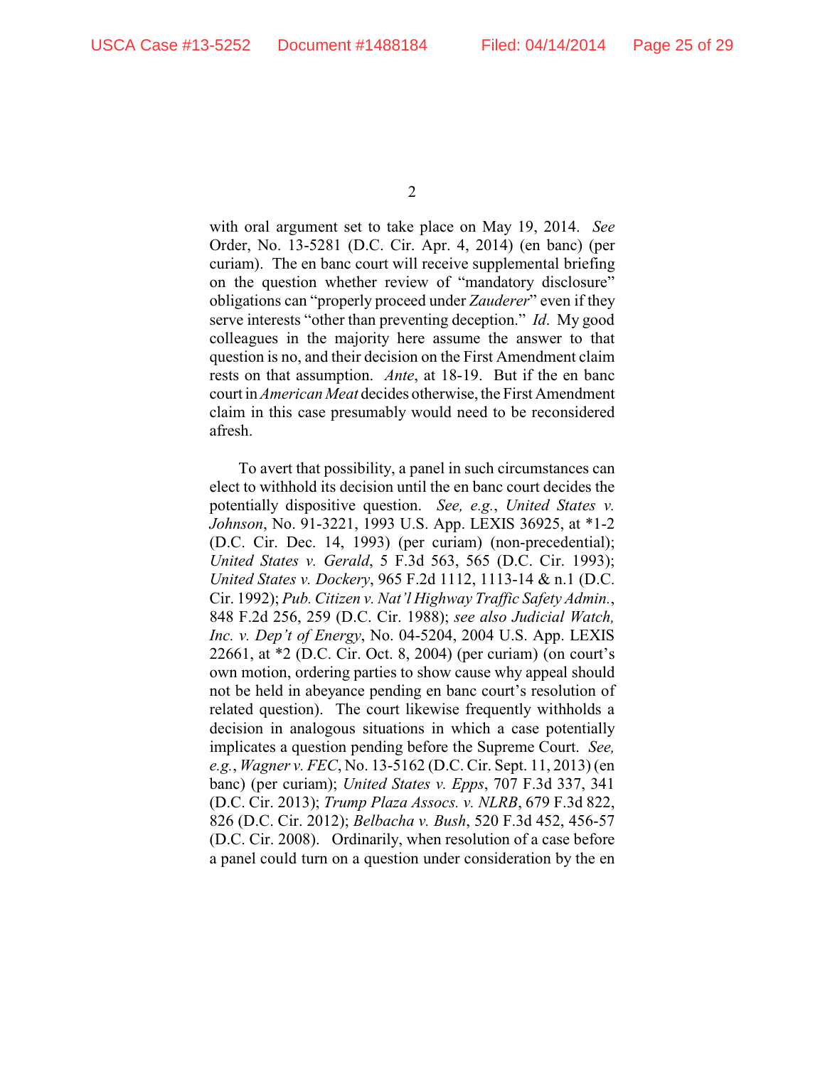with oral argument set to take place on May 19, 2014. *See* Order, No. 13-5281 (D.C. Cir. Apr. 4, 2014) (en banc) (per curiam). The en banc court will receive supplemental briefing on the question whether review of "mandatory disclosure" obligations can "properly proceed under *Zauderer*" even if they serve interests "other than preventing deception." *Id*. My good colleagues in the majority here assume the answer to that question is no, and their decision on the First Amendment claim rests on that assumption. *Ante*, at 18-19. But if the en banc court in *American Meat* decides otherwise, the First Amendment claim in this case presumably would need to be reconsidered afresh.

To avert that possibility, a panel in such circumstances can elect to withhold its decision until the en banc court decides the potentially dispositive question. *See, e.g.*, *United States v. Johnson*, No. 91-3221, 1993 U.S. App. LEXIS 36925, at *1-2 (D.C. Cir. Dec. 14, 1993) (per curiam) (non-precedential); *United States v. Gerald*, 5 F.3d 563, 565 (D.C. Cir. 1993); *United States v. Dockery*, 965 F.2d 1112, 1113-14 & n.1 (D.C. Cir. 1992); *Pub. Citizen v. Nat'l Highway Traffic Safety Admin.*, 848 F.2d 256, 259 (D.C. Cir. 1988); *see also Judicial Watch, Inc. v. Dep't of Energy*, No. 04-5204, 2004 U.S. App. LEXIS 22661, at *2 (D.C. Cir. Oct. 8, 2004) (per curiam) (on court's own motion, ordering parties to show cause why appeal should not be held in abeyance pending en banc court's resolution of related question). The court likewise frequently withholds a decision in analogous situations in which a case potentially implicates a question pending before the Supreme Court. *See, e.g.*, *Wagner v. FEC*, No. 13-5162 (D.C. Cir. Sept. 11, 2013) (en banc) (per curiam); *United States v. Epps*, 707 F.3d 337, 341 (D.C. Cir. 2013); *Trump Plaza Assocs. v. NLRB*, 679 F.3d 822, 826 (D.C. Cir. 2012); *Belbacha v. Bush*, 520 F.3d 452, 456-57 (D.C. Cir. 2008). Ordinarily, when resolution of a case before a panel could turn on a question under consideration by the en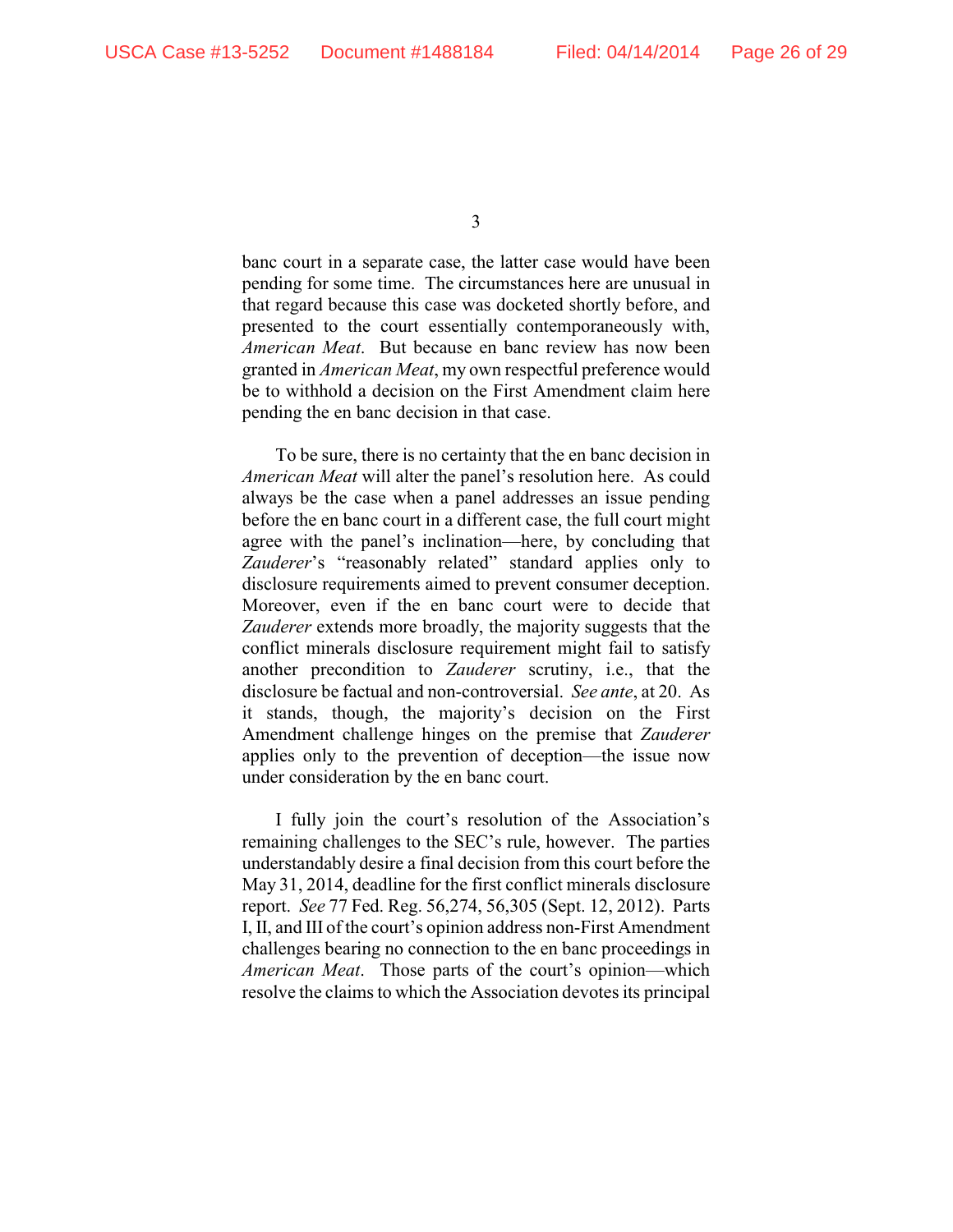banc court in a separate case, the latter case would have been pending for some time. The circumstances here are unusual in that regard because this case was docketed shortly before, and presented to the court essentially contemporaneously with, *American Meat*. But because en banc review has now been granted in *American Meat*, my own respectful preference would be to withhold a decision on the First Amendment claim here pending the en banc decision in that case.

To be sure, there is no certainty that the en banc decision in *American Meat* will alter the panel's resolution here. As could always be the case when a panel addresses an issue pending before the en banc court in a different case, the full court might agree with the panel's inclination—here, by concluding that *Zauderer*'s "reasonably related" standard applies only to disclosure requirements aimed to prevent consumer deception. Moreover, even if the en banc court were to decide that *Zauderer* extends more broadly, the majority suggests that the conflict minerals disclosure requirement might fail to satisfy another precondition to *Zauderer* scrutiny, i.e., that the disclosure be factual and non-controversial. *See ante*, at 20. As it stands, though, the majority's decision on the First Amendment challenge hinges on the premise that *Zauderer* applies only to the prevention of deception—the issue now under consideration by the en banc court.

I fully join the court's resolution of the Association's remaining challenges to the SEC's rule, however. The parties understandably desire a final decision from this court before the May 31, 2014, deadline for the first conflict minerals disclosure report. *See* 77 Fed. Reg. 56,274, 56,305 (Sept. 12, 2012). Parts I, II, and III of the court's opinion address non-First Amendment challenges bearing no connection to the en banc proceedings in *American Meat*. Those parts of the court's opinion—which resolve the claims to which the Association devotes its principal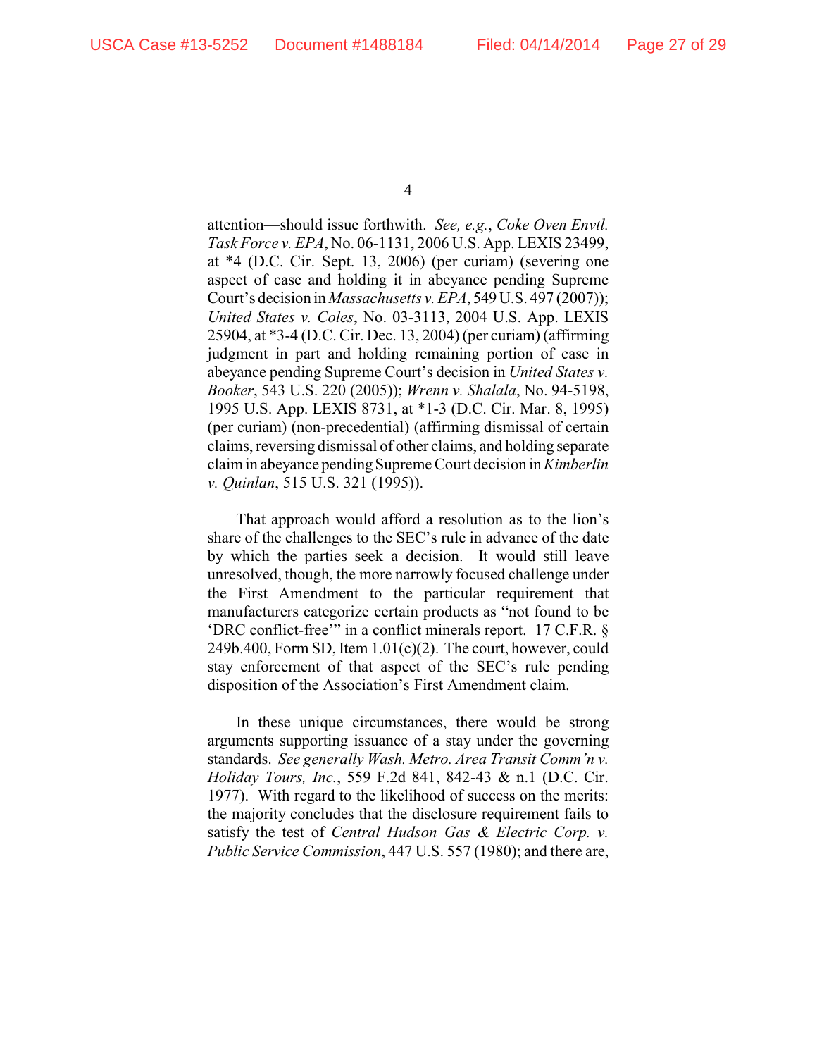attention—should issue forthwith. *See, e.g.*, *Coke Oven Envtl. Task Force v. EPA*, No. 06-1131, 2006 U.S. App. LEXIS 23499, at *4 (D.C. Cir. Sept. 13, 2006) (per curiam) (severing one aspect of case and holding it in abeyance pending Supreme Court's decision in *Massachusetts v. EPA*, 549 U.S. 497 (2007)); *United States v. Coles*, No. 03-3113, 2004 U.S. App. LEXIS 25904, at *3-4 (D.C. Cir. Dec. 13, 2004) (per curiam) (affirming judgment in part and holding remaining portion of case in abeyance pending Supreme Court's decision in *United States v. Booker*, 543 U.S. 220 (2005)); *Wrenn v. Shalala*, No. 94-5198, 1995 U.S. App. LEXIS 8731, at *1-3 (D.C. Cir. Mar. 8, 1995) (per curiam) (non-precedential) (affirming dismissal of certain claims, reversing dismissal of other claims, and holding separate claim in abeyance pending Supreme Court decision in *Kimberlin v. Quinlan*, 515 U.S. 321 (1995)).

That approach would afford a resolution as to the lion's share of the challenges to the SEC's rule in advance of the date by which the parties seek a decision. It would still leave unresolved, though, the more narrowly focused challenge under the First Amendment to the particular requirement that manufacturers categorize certain products as "not found to be 'DRC conflict-free'" in a conflict minerals report. 17 C.F.R. § 249b.400, Form SD, Item 1.01(c)(2). The court, however, could stay enforcement of that aspect of the SEC's rule pending disposition of the Association's First Amendment claim.

In these unique circumstances, there would be strong arguments supporting issuance of a stay under the governing standards. *See generally Wash. Metro. Area Transit Comm'n v. Holiday Tours, Inc.*, 559 F.2d 841, 842-43 & n.1 (D.C. Cir. 1977). With regard to the likelihood of success on the merits: the majority concludes that the disclosure requirement fails to satisfy the test of *Central Hudson Gas & Electric Corp. v. Public Service Commission*, 447 U.S. 557 (1980); and there are,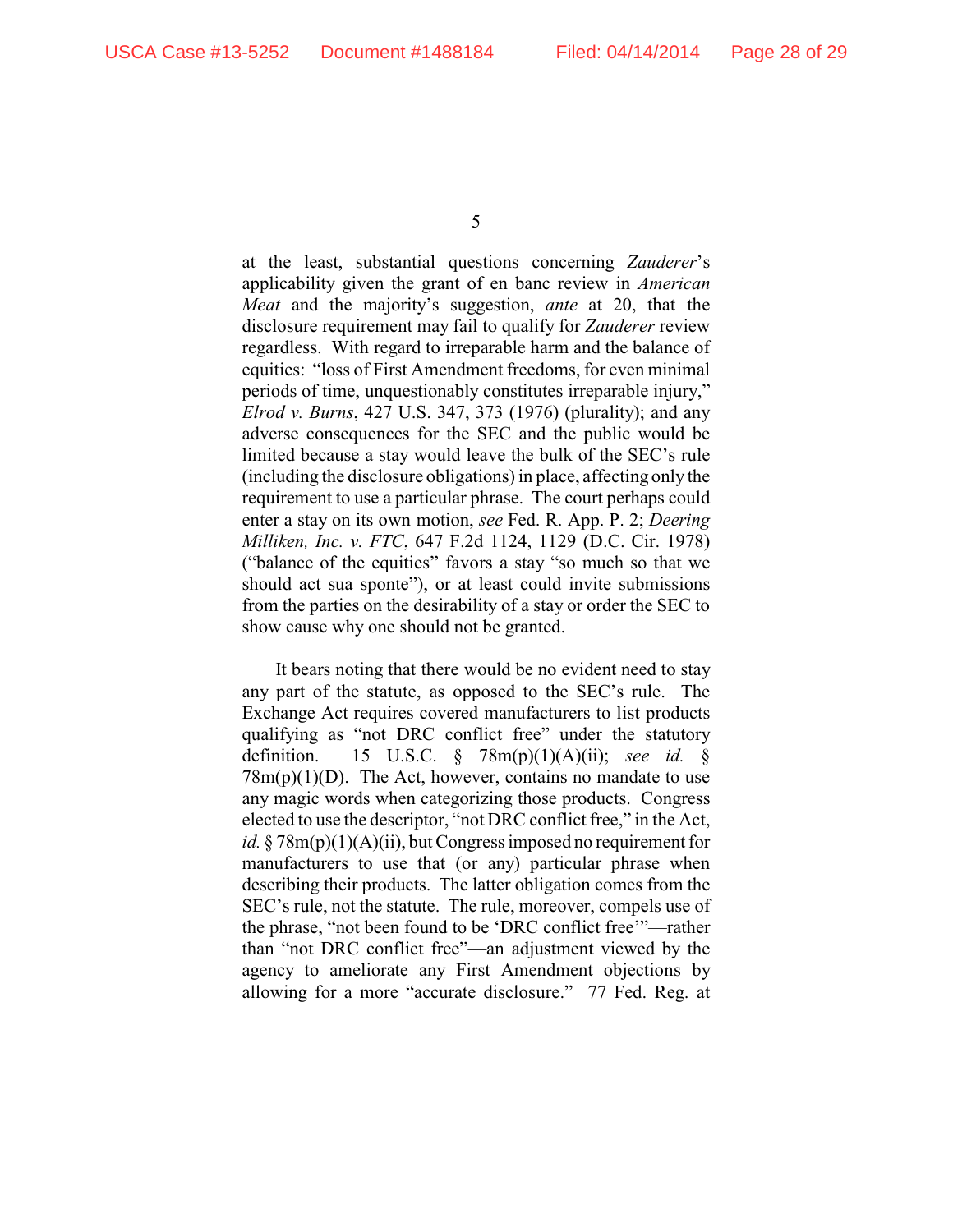at the least, substantial questions concerning *Zauderer*'s applicability given the grant of en banc review in *American Meat* and the majority's suggestion, *ante* at 20, that the disclosure requirement may fail to qualify for *Zauderer* review regardless. With regard to irreparable harm and the balance of equities: "loss of First Amendment freedoms, for even minimal periods of time, unquestionably constitutes irreparable injury," *Elrod v. Burns*, 427 U.S. 347, 373 (1976) (plurality); and any adverse consequences for the SEC and the public would be limited because a stay would leave the bulk of the SEC's rule (including the disclosure obligations) in place, affecting only the requirement to use a particular phrase. The court perhaps could enter a stay on its own motion, *see* Fed. R. App. P. 2; *Deering Milliken, Inc. v. FTC*, 647 F.2d 1124, 1129 (D.C. Cir. 1978) ("balance of the equities" favors a stay "so much so that we should act sua sponte"), or at least could invite submissions from the parties on the desirability of a stay or order the SEC to show cause why one should not be granted.

It bears noting that there would be no evident need to stay any part of the statute, as opposed to the SEC's rule. The Exchange Act requires covered manufacturers to list products qualifying as "not DRC conflict free" under the statutory definition. 15 U.S.C. § 78m(p)(1)(A)(ii); *see id.* § 78m(p)(1)(D). The Act, however, contains no mandate to use any magic words when categorizing those products. Congress elected to use the descriptor, "not DRC conflict free," in the Act, *id.* § 78m(p)(1)(A)(ii), but Congress imposed no requirement for manufacturers to use that (or any) particular phrase when describing their products. The latter obligation comes from the SEC's rule, not the statute. The rule, moreover, compels use of the phrase, "not been found to be 'DRC conflict free'"—rather than "not DRC conflict free"—an adjustment viewed by the agency to ameliorate any First Amendment objections by allowing for a more "accurate disclosure." 77 Fed. Reg. at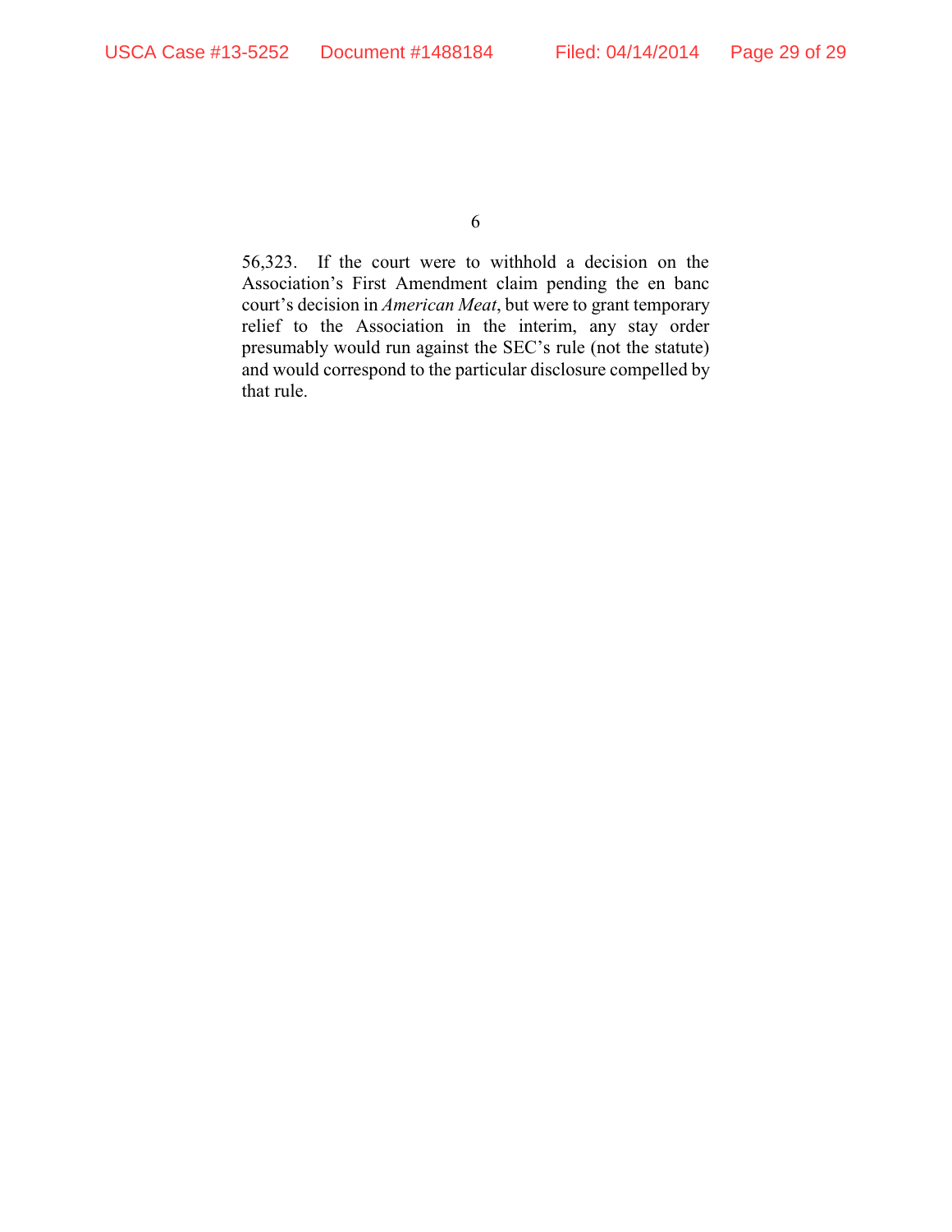56,323. If the court were to withhold a decision on the Association's First Amendment claim pending the en banc court's decision in *American Meat*, but were to grant temporary relief to the Association in the interim, any stay order presumably would run against the SEC's rule (not the statute) and would correspond to the particular disclosure compelled by that rule.